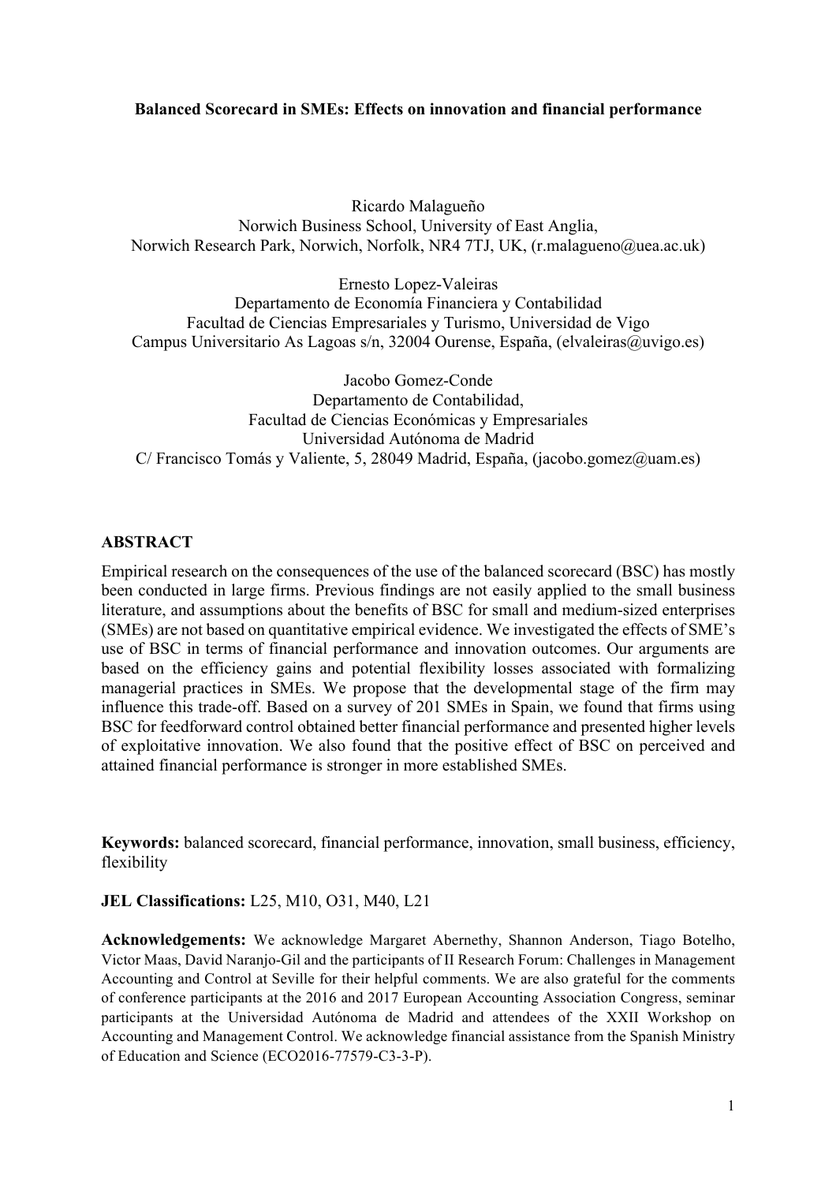# Balanced Scorecard in SMEs: Effects on innovation and financial performance

Ricardo Malagueño
Norwich Business School, University of East Anglia,
Norwich Research Park, Norwich, Norfolk, NR4 7TJ, UK, (r.malagueno@uea.ac.uk)

Ernesto Lopez-Valeiras
Departamento de Economía Financiera y Contabilidad
Facultad de Ciencias Empresariales y Turismo, Universidad de Vigo
Campus Universitario As Lagoas s/n, 32004 Ourense, España, (elvaleiras@uvigo.es)

Jacobo Gomez-Conde
Departamento de Contabilidad,
Facultad de Ciencias Económicas y Empresariales
Universidad Autónoma de Madrid
C/ Francisco Tomás y Valiente, 5, 28049 Madrid, España, (jacobo.gomez@uam.es)

## ABSTRACT

Empirical research on the consequences of the use of the balanced scorecard (BSC) has mostly been conducted in large firms. Previous findings are not easily applied to the small business literature, and assumptions about the benefits of BSC for small and medium-sized enterprises (SMEs) are not based on quantitative empirical evidence. We investigated the effects of SME's use of BSC in terms of financial performance and innovation outcomes. Our arguments are based on the efficiency gains and potential flexibility losses associated with formalizing managerial practices in SMEs. We propose that the developmental stage of the firm may influence this trade-off. Based on a survey of 201 SMEs in Spain, we found that firms using BSC for feedforward control obtained better financial performance and presented higher levels of exploitative innovation. We also found that the positive effect of BSC on perceived and attained financial performance is stronger in more established SMEs.

**Keywords:** balanced scorecard, financial performance, innovation, small business, efficiency, flexibility

**JEL Classifications:** L25, M10, O31, M40, L21

**Acknowledgements:** We acknowledge Margaret Abernethy, Shannon Anderson, Tiago Botelho, Victor Maas, David Naranjo-Gil and the participants of II Research Forum: Challenges in Management Accounting and Control at Seville for their helpful comments. We are also grateful for the comments of conference participants at the 2016 and 2017 European Accounting Association Congress, seminar participants at the Universidad Autónoma de Madrid and attendees of the XXII Workshop on Accounting and Management Control. We acknowledge financial assistance from the Spanish Ministry of Education and Science (ECO2016-77579-C3-3-P).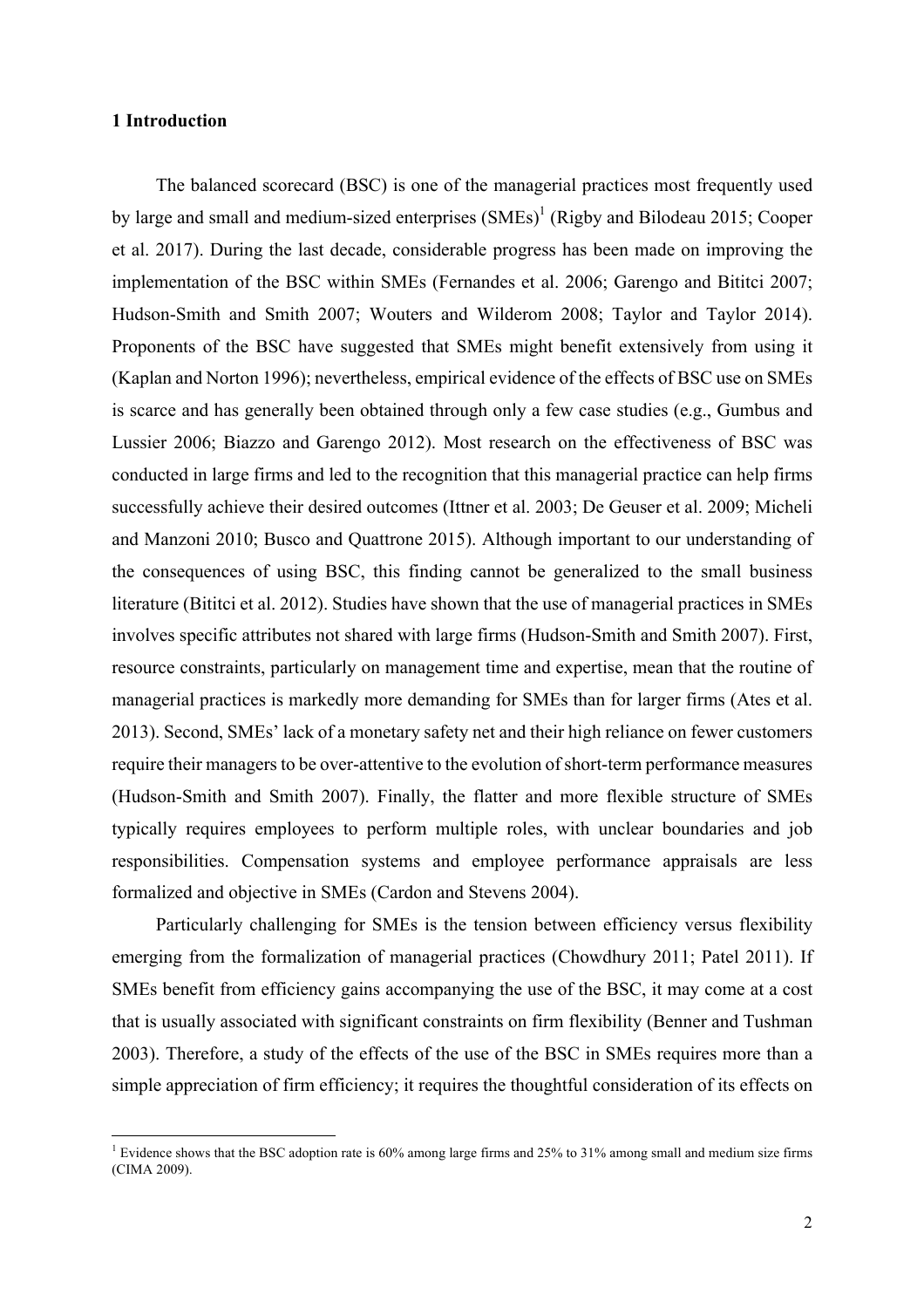## 1 Introduction

The balanced scorecard (BSC) is one of the managerial practices most frequently used by large and small and medium-sized enterprises (SMEs)[1] (Rigby and Bilodeau 2015; Cooper et al. 2017). During the last decade, considerable progress has been made on improving the implementation of the BSC within SMEs (Fernandes et al. 2006; Garengo and Bititci 2007; Hudson-Smith and Smith 2007; Wouters and Wilderom 2008; Taylor and Taylor 2014). Proponents of the BSC have suggested that SMEs might benefit extensively from using it (Kaplan and Norton 1996); nevertheless, empirical evidence of the effects of BSC use on SMEs is scarce and has generally been obtained through only a few case studies (e.g., Gumbus and Lussier 2006; Biazzo and Garengo 2012). Most research on the effectiveness of BSC was conducted in large firms and led to the recognition that this managerial practice can help firms successfully achieve their desired outcomes (Ittner et al. 2003; De Geuser et al. 2009; Micheli and Manzoni 2010; Busco and Quattrone 2015). Although important to our understanding of the consequences of using BSC, this finding cannot be generalized to the small business literature (Bititci et al. 2012). Studies have shown that the use of managerial practices in SMEs involves specific attributes not shared with large firms (Hudson-Smith and Smith 2007). First, resource constraints, particularly on management time and expertise, mean that the routine of managerial practices is markedly more demanding for SMEs than for larger firms (Ates et al. 2013). Second, SMEs' lack of a monetary safety net and their high reliance on fewer customers require their managers to be over-attentive to the evolution of short-term performance measures (Hudson-Smith and Smith 2007). Finally, the flatter and more flexible structure of SMEs typically requires employees to perform multiple roles, with unclear boundaries and job responsibilities. Compensation systems and employee performance appraisals are less formalized and objective in SMEs (Cardon and Stevens 2004).

Particularly challenging for SMEs is the tension between efficiency versus flexibility emerging from the formalization of managerial practices (Chowdhury 2011; Patel 2011). If SMEs benefit from efficiency gains accompanying the use of the BSC, it may come at a cost that is usually associated with significant constraints on firm flexibility (Benner and Tushman 2003). Therefore, a study of the effects of the use of the BSC in SMEs requires more than a simple appreciation of firm efficiency; it requires the thoughtful consideration of its effects on

[1] Evidence shows that the BSC adoption rate is 60% among large firms and 25% to 31% among small and medium size firms (CIMA 2009).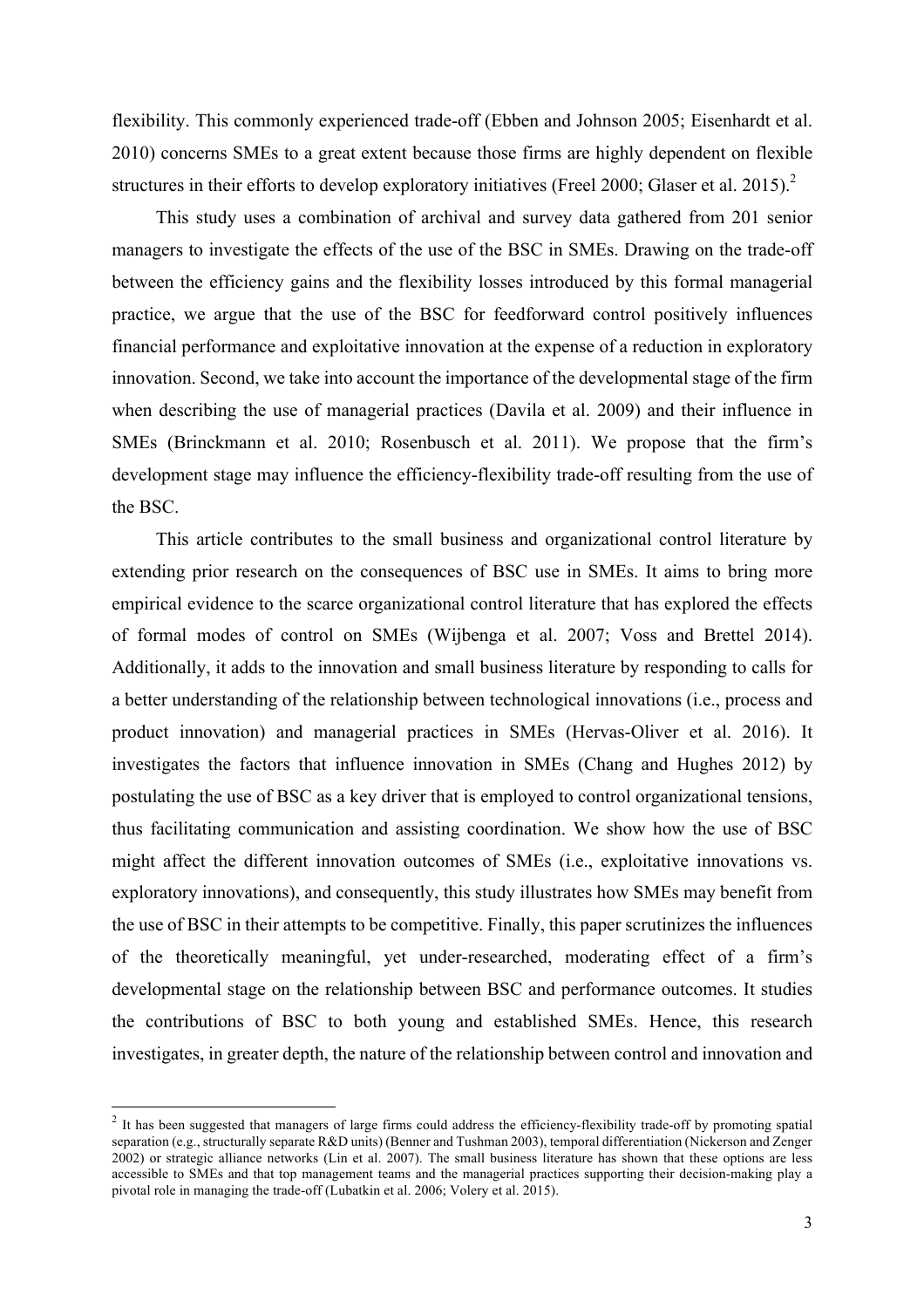flexibility. This commonly experienced trade-off (Ebben and Johnson 2005; Eisenhardt et al. 2010) concerns SMEs to a great extent because those firms are highly dependent on flexible structures in their efforts to develop exploratory initiatives (Freel 2000; Glaser et al. 2015).[2]

This study uses a combination of archival and survey data gathered from 201 senior managers to investigate the effects of the use of the BSC in SMEs. Drawing on the trade-off between the efficiency gains and the flexibility losses introduced by this formal managerial practice, we argue that the use of the BSC for feedforward control positively influences financial performance and exploitative innovation at the expense of a reduction in exploratory innovation. Second, we take into account the importance of the developmental stage of the firm when describing the use of managerial practices (Davila et al. 2009) and their influence in SMEs (Brinckmann et al. 2010; Rosenbusch et al. 2011). We propose that the firm's development stage may influence the efficiency-flexibility trade-off resulting from the use of the BSC.

This article contributes to the small business and organizational control literature by extending prior research on the consequences of BSC use in SMEs. It aims to bring more empirical evidence to the scarce organizational control literature that has explored the effects of formal modes of control on SMEs (Wijbenga et al. 2007; Voss and Brettel 2014). Additionally, it adds to the innovation and small business literature by responding to calls for a better understanding of the relationship between technological innovations (i.e., process and product innovation) and managerial practices in SMEs (Hervas-Oliver et al. 2016). It investigates the factors that influence innovation in SMEs (Chang and Hughes 2012) by postulating the use of BSC as a key driver that is employed to control organizational tensions, thus facilitating communication and assisting coordination. We show how the use of BSC might affect the different innovation outcomes of SMEs (i.e., exploitative innovations vs. exploratory innovations), and consequently, this study illustrates how SMEs may benefit from the use of BSC in their attempts to be competitive. Finally, this paper scrutinizes the influences of the theoretically meaningful, yet under-researched, moderating effect of a firm's developmental stage on the relationship between BSC and performance outcomes. It studies the contributions of BSC to both young and established SMEs. Hence, this research investigates, in greater depth, the nature of the relationship between control and innovation and

[2] It has been suggested that managers of large firms could address the efficiency-flexibility trade-off by promoting spatial separation (e.g., structurally separate R&D units) (Benner and Tushman 2003), temporal differentiation (Nickerson and Zenger 2002) or strategic alliance networks (Lin et al. 2007). The small business literature has shown that these options are less accessible to SMEs and that top management teams and the managerial practices supporting their decision-making play a pivotal role in managing the trade-off (Lubatkin et al. 2006; Volery et al. 2015).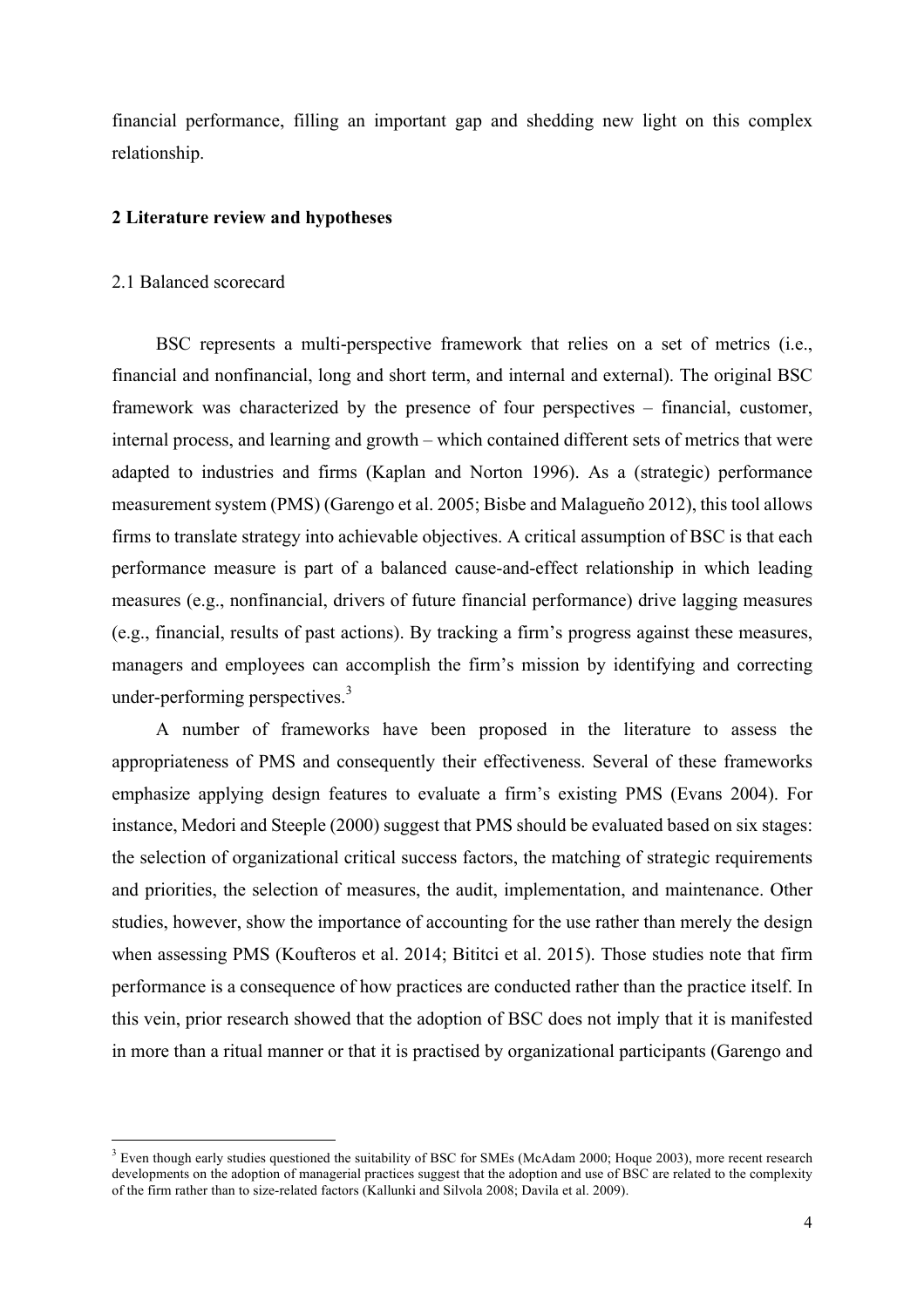financial performance, filling an important gap and shedding new light on this complex relationship.

## 2 Literature review and hypotheses

### 2.1 Balanced scorecard

BSC represents a multi-perspective framework that relies on a set of metrics (i.e., financial and nonfinancial, long and short term, and internal and external). The original BSC framework was characterized by the presence of four perspectives – financial, customer, internal process, and learning and growth – which contained different sets of metrics that were adapted to industries and firms (Kaplan and Norton 1996). As a (strategic) performance measurement system (PMS) (Garengo et al. 2005; Bisbe and Malagueño 2012), this tool allows firms to translate strategy into achievable objectives. A critical assumption of BSC is that each performance measure is part of a balanced cause-and-effect relationship in which leading measures (e.g., nonfinancial, drivers of future financial performance) drive lagging measures (e.g., financial, results of past actions). By tracking a firm's progress against these measures, managers and employees can accomplish the firm's mission by identifying and correcting under-performing perspectives.[3]

A number of frameworks have been proposed in the literature to assess the appropriateness of PMS and consequently their effectiveness. Several of these frameworks emphasize applying design features to evaluate a firm's existing PMS (Evans 2004). For instance, Medori and Steeple (2000) suggest that PMS should be evaluated based on six stages: the selection of organizational critical success factors, the matching of strategic requirements and priorities, the selection of measures, the audit, implementation, and maintenance. Other studies, however, show the importance of accounting for the use rather than merely the design when assessing PMS (Koufteros et al. 2014; Bititci et al. 2015). Those studies note that firm performance is a consequence of how practices are conducted rather than the practice itself. In this vein, prior research showed that the adoption of BSC does not imply that it is manifested in more than a ritual manner or that it is practised by organizational participants (Garengo and

[3] Even though early studies questioned the suitability of BSC for SMEs (McAdam 2000; Hoque 2003), more recent research developments on the adoption of managerial practices suggest that the adoption and use of BSC are related to the complexity of the firm rather than to size-related factors (Kallunki and Silvola 2008; Davila et al. 2009).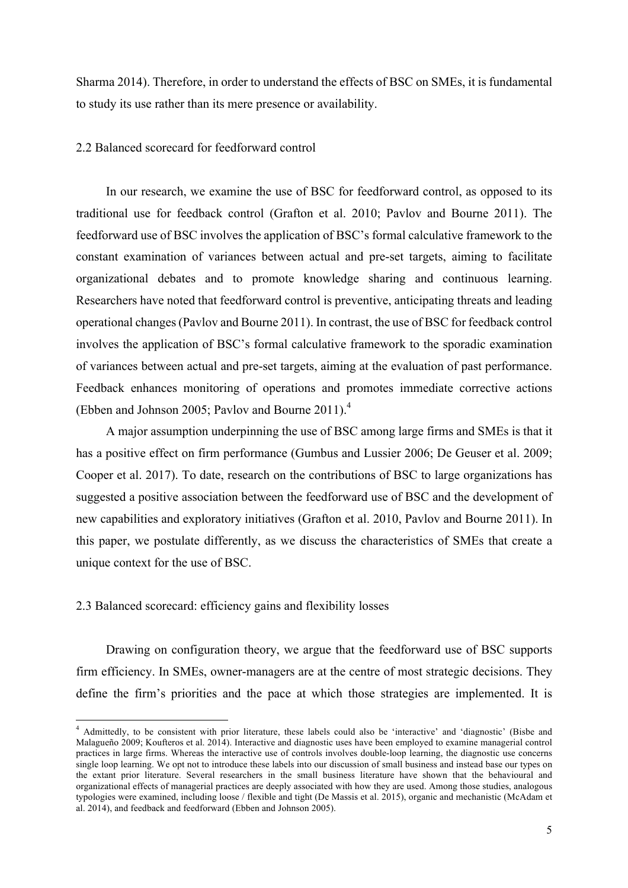Sharma 2014). Therefore, in order to understand the effects of BSC on SMEs, it is fundamental to study its use rather than its mere presence or availability.

### 2.2 Balanced scorecard for feedforward control

In our research, we examine the use of BSC for feedforward control, as opposed to its traditional use for feedback control (Grafton et al. 2010; Pavlov and Bourne 2011). The feedforward use of BSC involves the application of BSC's formal calculative framework to the constant examination of variances between actual and pre-set targets, aiming to facilitate organizational debates and to promote knowledge sharing and continuous learning. Researchers have noted that feedforward control is preventive, anticipating threats and leading operational changes (Pavlov and Bourne 2011). In contrast, the use of BSC for feedback control involves the application of BSC's formal calculative framework to the sporadic examination of variances between actual and pre-set targets, aiming at the evaluation of past performance. Feedback enhances monitoring of operations and promotes immediate corrective actions (Ebben and Johnson 2005; Pavlov and Bourne 2011).[4]

A major assumption underpinning the use of BSC among large firms and SMEs is that it has a positive effect on firm performance (Gumbus and Lussier 2006; De Geuser et al. 2009; Cooper et al. 2017). To date, research on the contributions of BSC to large organizations has suggested a positive association between the feedforward use of BSC and the development of new capabilities and exploratory initiatives (Grafton et al. 2010, Pavlov and Bourne 2011). In this paper, we postulate differently, as we discuss the characteristics of SMEs that create a unique context for the use of BSC.

### 2.3 Balanced scorecard: efficiency gains and flexibility losses

Drawing on configuration theory, we argue that the feedforward use of BSC supports firm efficiency. In SMEs, owner-managers are at the centre of most strategic decisions. They define the firm's priorities and the pace at which those strategies are implemented. It is

[4] Admittedly, to be consistent with prior literature, these labels could also be 'interactive' and 'diagnostic' (Bisbe and Malagueño 2009; Koufteros et al. 2014). Interactive and diagnostic uses have been employed to examine managerial control practices in large firms. Whereas the interactive use of controls involves double-loop learning, the diagnostic use concerns single loop learning. We opt not to introduce these labels into our discussion of small business and instead base our types on the extant prior literature. Several researchers in the small business literature have shown that the behavioural and organizational effects of managerial practices are deeply associated with how they are used. Among those studies, analogous typologies were examined, including loose / flexible and tight (De Massis et al. 2015), organic and mechanistic (McAdam et al. 2014), and feedback and feedforward (Ebben and Johnson 2005).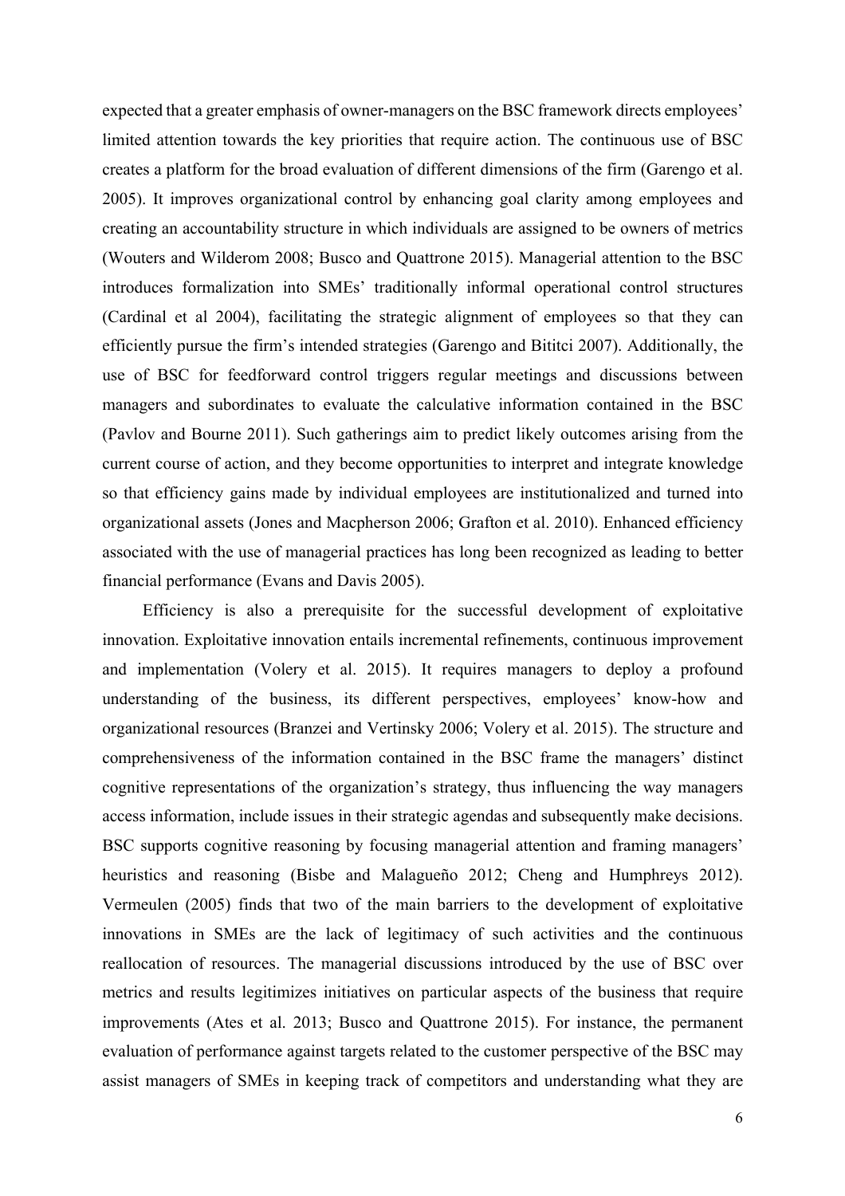expected that a greater emphasis of owner-managers on the BSC framework directs employees' limited attention towards the key priorities that require action. The continuous use of BSC creates a platform for the broad evaluation of different dimensions of the firm (Garengo et al. 2005). It improves organizational control by enhancing goal clarity among employees and creating an accountability structure in which individuals are assigned to be owners of metrics (Wouters and Wilderom 2008; Busco and Quattrone 2015). Managerial attention to the BSC introduces formalization into SMEs' traditionally informal operational control structures (Cardinal et al 2004), facilitating the strategic alignment of employees so that they can efficiently pursue the firm's intended strategies (Garengo and Bititci 2007). Additionally, the use of BSC for feedforward control triggers regular meetings and discussions between managers and subordinates to evaluate the calculative information contained in the BSC (Pavlov and Bourne 2011). Such gatherings aim to predict likely outcomes arising from the current course of action, and they become opportunities to interpret and integrate knowledge so that efficiency gains made by individual employees are institutionalized and turned into organizational assets (Jones and Macpherson 2006; Grafton et al. 2010). Enhanced efficiency associated with the use of managerial practices has long been recognized as leading to better financial performance (Evans and Davis 2005).

Efficiency is also a prerequisite for the successful development of exploitative innovation. Exploitative innovation entails incremental refinements, continuous improvement and implementation (Volery et al. 2015). It requires managers to deploy a profound understanding of the business, its different perspectives, employees' know-how and organizational resources (Branzei and Vertinsky 2006; Volery et al. 2015). The structure and comprehensiveness of the information contained in the BSC frame the managers' distinct cognitive representations of the organization's strategy, thus influencing the way managers access information, include issues in their strategic agendas and subsequently make decisions. BSC supports cognitive reasoning by focusing managerial attention and framing managers' heuristics and reasoning (Bisbe and Malagueño 2012; Cheng and Humphreys 2012). Vermeulen (2005) finds that two of the main barriers to the development of exploitative innovations in SMEs are the lack of legitimacy of such activities and the continuous reallocation of resources. The managerial discussions introduced by the use of BSC over metrics and results legitimizes initiatives on particular aspects of the business that require improvements (Ates et al. 2013; Busco and Quattrone 2015). For instance, the permanent evaluation of performance against targets related to the customer perspective of the BSC may assist managers of SMEs in keeping track of competitors and understanding what they are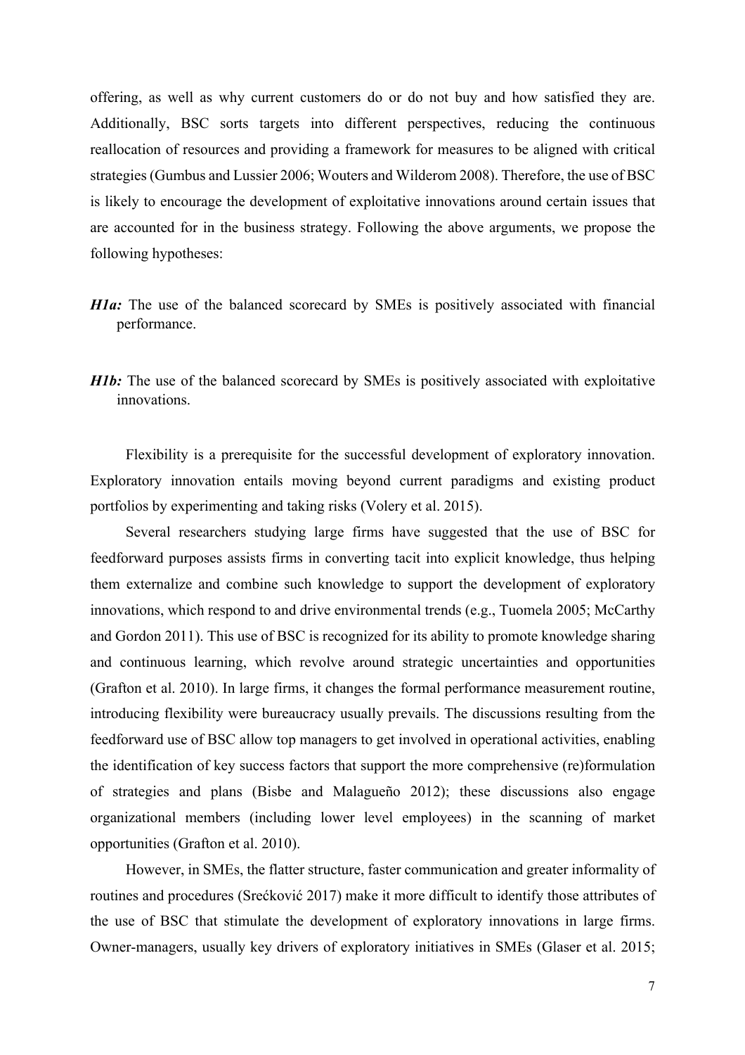offering, as well as why current customers do or do not buy and how satisfied they are. Additionally, BSC sorts targets into different perspectives, reducing the continuous reallocation of resources and providing a framework for measures to be aligned with critical strategies (Gumbus and Lussier 2006; Wouters and Wilderom 2008). Therefore, the use of BSC is likely to encourage the development of exploitative innovations around certain issues that are accounted for in the business strategy. Following the above arguments, we propose the following hypotheses:

***H1a:*** The use of the balanced scorecard by SMEs is positively associated with financial performance.

***H1b:*** The use of the balanced scorecard by SMEs is positively associated with exploitative innovations.

Flexibility is a prerequisite for the successful development of exploratory innovation. Exploratory innovation entails moving beyond current paradigms and existing product portfolios by experimenting and taking risks (Volery et al. 2015).

Several researchers studying large firms have suggested that the use of BSC for feedforward purposes assists firms in converting tacit into explicit knowledge, thus helping them externalize and combine such knowledge to support the development of exploratory innovations, which respond to and drive environmental trends (e.g., Tuomela 2005; McCarthy and Gordon 2011). This use of BSC is recognized for its ability to promote knowledge sharing and continuous learning, which revolve around strategic uncertainties and opportunities (Grafton et al. 2010). In large firms, it changes the formal performance measurement routine, introducing flexibility were bureaucracy usually prevails. The discussions resulting from the feedforward use of BSC allow top managers to get involved in operational activities, enabling the identification of key success factors that support the more comprehensive (re)formulation of strategies and plans (Bisbe and Malagueño 2012); these discussions also engage organizational members (including lower level employees) in the scanning of market opportunities (Grafton et al. 2010).

However, in SMEs, the flatter structure, faster communication and greater informality of routines and procedures (Srećković 2017) make it more difficult to identify those attributes of the use of BSC that stimulate the development of exploratory innovations in large firms. Owner-managers, usually key drivers of exploratory initiatives in SMEs (Glaser et al. 2015;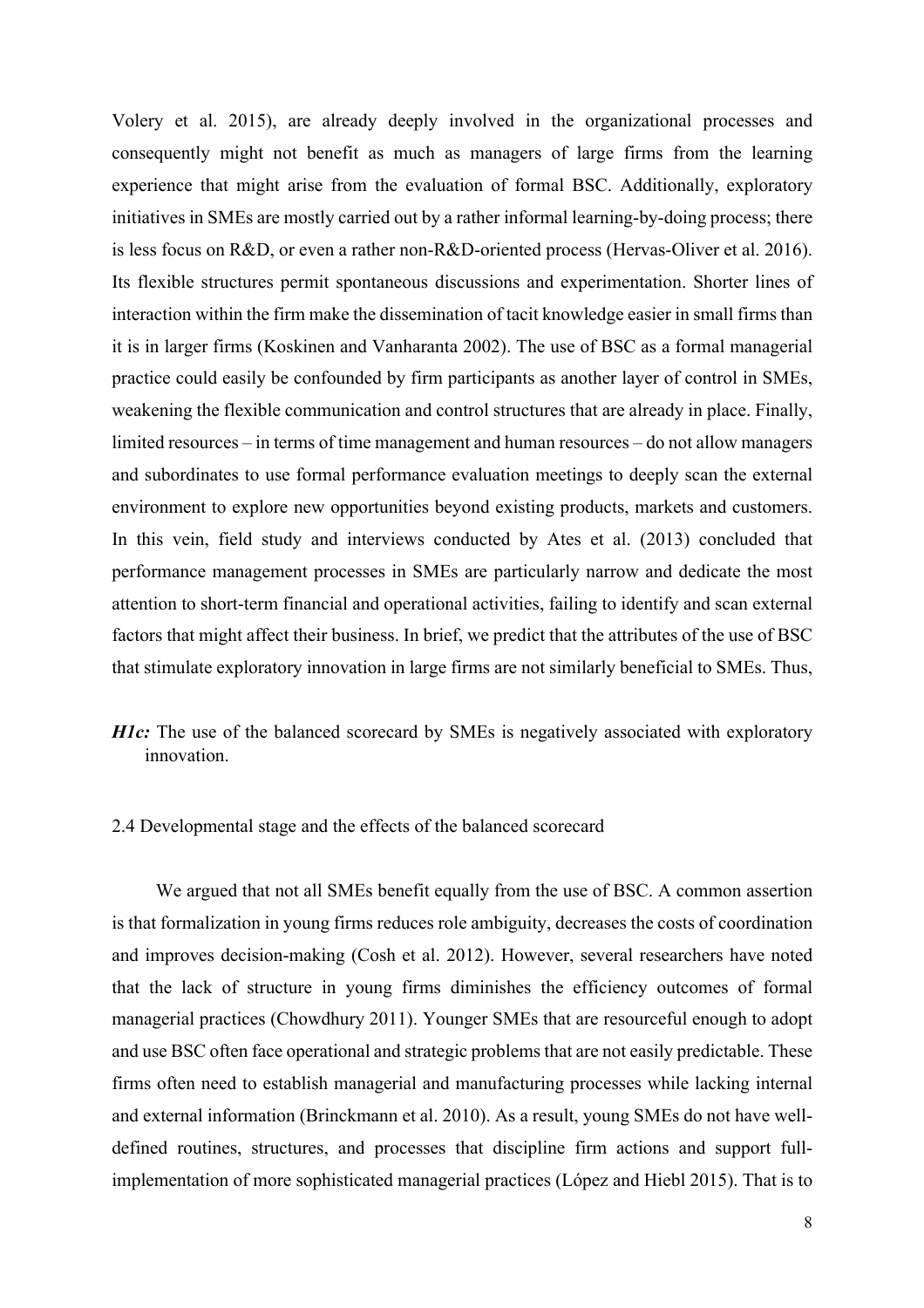Volery et al. 2015), are already deeply involved in the organizational processes and consequently might not benefit as much as managers of large firms from the learning experience that might arise from the evaluation of formal BSC. Additionally, exploratory initiatives in SMEs are mostly carried out by a rather informal learning-by-doing process; there is less focus on R&D, or even a rather non-R&D-oriented process (Hervas-Oliver et al. 2016). Its flexible structures permit spontaneous discussions and experimentation. Shorter lines of interaction within the firm make the dissemination of tacit knowledge easier in small firms than it is in larger firms (Koskinen and Vanharanta 2002). The use of BSC as a formal managerial practice could easily be confounded by firm participants as another layer of control in SMEs, weakening the flexible communication and control structures that are already in place. Finally, limited resources – in terms of time management and human resources – do not allow managers and subordinates to use formal performance evaluation meetings to deeply scan the external environment to explore new opportunities beyond existing products, markets and customers. In this vein, field study and interviews conducted by Ates et al. (2013) concluded that performance management processes in SMEs are particularly narrow and dedicate the most attention to short-term financial and operational activities, failing to identify and scan external factors that might affect their business. In brief, we predict that the attributes of the use of BSC that stimulate exploratory innovation in large firms are not similarly beneficial to SMEs. Thus,

***H1c:*** The use of the balanced scorecard by SMEs is negatively associated with exploratory innovation.

## 2.4 Developmental stage and the effects of the balanced scorecard

We argued that not all SMEs benefit equally from the use of BSC. A common assertion is that formalization in young firms reduces role ambiguity, decreases the costs of coordination and improves decision-making (Cosh et al. 2012). However, several researchers have noted that the lack of structure in young firms diminishes the efficiency outcomes of formal managerial practices (Chowdhury 2011). Younger SMEs that are resourceful enough to adopt and use BSC often face operational and strategic problems that are not easily predictable. These firms often need to establish managerial and manufacturing processes while lacking internal and external information (Brinckmann et al. 2010). As a result, young SMEs do not have well-defined routines, structures, and processes that discipline firm actions and support full-implementation of more sophisticated managerial practices (López and Hiebl 2015). That is to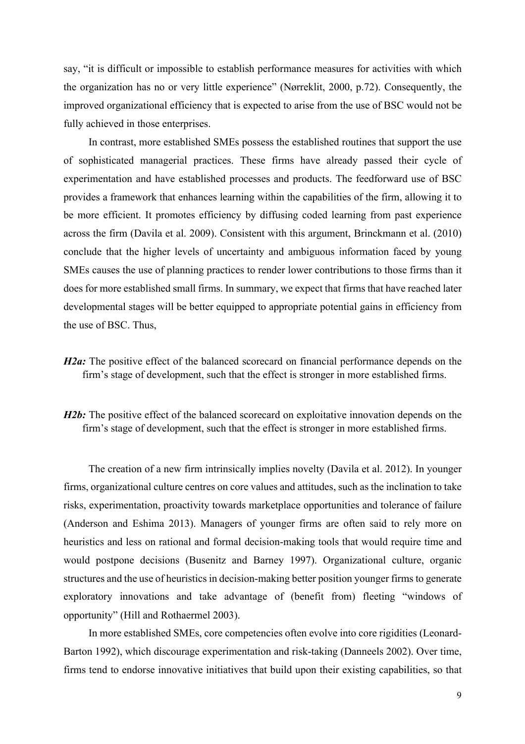say, "it is difficult or impossible to establish performance measures for activities with which the organization has no or very little experience" (Nørreklit, 2000, p.72). Consequently, the improved organizational efficiency that is expected to arise from the use of BSC would not be fully achieved in those enterprises.

In contrast, more established SMEs possess the established routines that support the use of sophisticated managerial practices. These firms have already passed their cycle of experimentation and have established processes and products. The feedforward use of BSC provides a framework that enhances learning within the capabilities of the firm, allowing it to be more efficient. It promotes efficiency by diffusing coded learning from past experience across the firm (Davila et al. 2009). Consistent with this argument, Brinckmann et al. (2010) conclude that the higher levels of uncertainty and ambiguous information faced by young SMEs causes the use of planning practices to render lower contributions to those firms than it does for more established small firms. In summary, we expect that firms that have reached later developmental stages will be better equipped to appropriate potential gains in efficiency from the use of BSC. Thus,

***H2a:*** The positive effect of the balanced scorecard on financial performance depends on the firm's stage of development, such that the effect is stronger in more established firms.

***H2b:*** The positive effect of the balanced scorecard on exploitative innovation depends on the firm's stage of development, such that the effect is stronger in more established firms.

The creation of a new firm intrinsically implies novelty (Davila et al. 2012). In younger firms, organizational culture centres on core values and attitudes, such as the inclination to take risks, experimentation, proactivity towards marketplace opportunities and tolerance of failure (Anderson and Eshima 2013). Managers of younger firms are often said to rely more on heuristics and less on rational and formal decision-making tools that would require time and would postpone decisions (Busenitz and Barney 1997). Organizational culture, organic structures and the use of heuristics in decision-making better position younger firms to generate exploratory innovations and take advantage of (benefit from) fleeting "windows of opportunity" (Hill and Rothaermel 2003).

In more established SMEs, core competencies often evolve into core rigidities (Leonard-Barton 1992), which discourage experimentation and risk-taking (Danneels 2002). Over time, firms tend to endorse innovative initiatives that build upon their existing capabilities, so that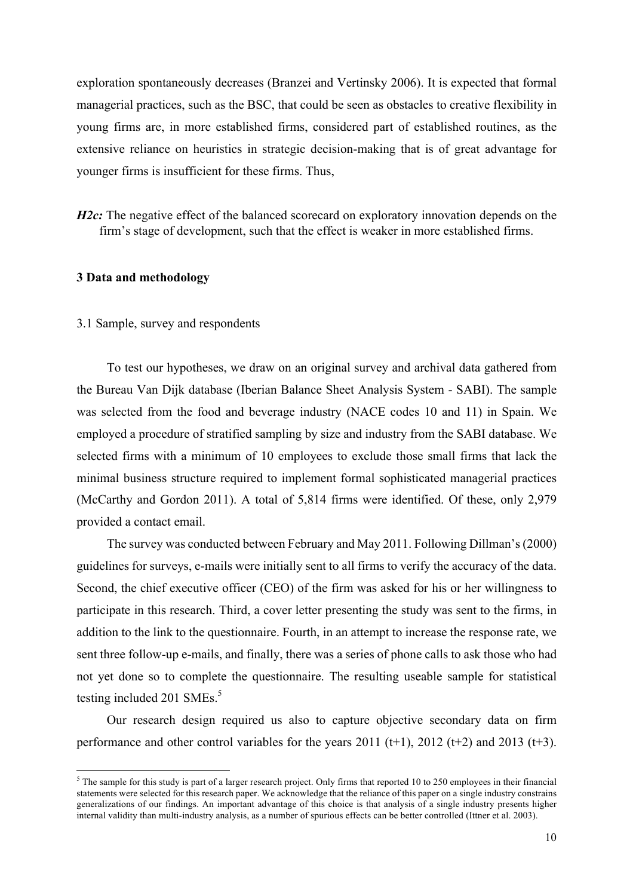exploration spontaneously decreases (Branzei and Vertinsky 2006). It is expected that formal managerial practices, such as the BSC, that could be seen as obstacles to creative flexibility in young firms are, in more established firms, considered part of established routines, as the extensive reliance on heuristics in strategic decision-making that is of great advantage for younger firms is insufficient for these firms. Thus,

***H2c:*** The negative effect of the balanced scorecard on exploratory innovation depends on the firm's stage of development, such that the effect is weaker in more established firms.

## 3 Data and methodology

### 3.1 Sample, survey and respondents

To test our hypotheses, we draw on an original survey and archival data gathered from the Bureau Van Dijk database (Iberian Balance Sheet Analysis System - SABI). The sample was selected from the food and beverage industry (NACE codes 10 and 11) in Spain. We employed a procedure of stratified sampling by size and industry from the SABI database. We selected firms with a minimum of 10 employees to exclude those small firms that lack the minimal business structure required to implement formal sophisticated managerial practices (McCarthy and Gordon 2011). A total of 5,814 firms were identified. Of these, only 2,979 provided a contact email.

The survey was conducted between February and May 2011. Following Dillman's (2000) guidelines for surveys, e-mails were initially sent to all firms to verify the accuracy of the data. Second, the chief executive officer (CEO) of the firm was asked for his or her willingness to participate in this research. Third, a cover letter presenting the study was sent to the firms, in addition to the link to the questionnaire. Fourth, in an attempt to increase the response rate, we sent three follow-up e-mails, and finally, there was a series of phone calls to ask those who had not yet done so to complete the questionnaire. The resulting useable sample for statistical testing included 201 SMEs.[5]

Our research design required us also to capture objective secondary data on firm performance and other control variables for the years 2011 (t+1), 2012 (t+2) and 2013 (t+3).

[5] The sample for this study is part of a larger research project. Only firms that reported 10 to 250 employees in their financial statements were selected for this research paper. We acknowledge that the reliance of this paper on a single industry constrains generalizations of our findings. An important advantage of this choice is that analysis of a single industry presents higher internal validity than multi-industry analysis, as a number of spurious effects can be better controlled (Ittner et al. 2003).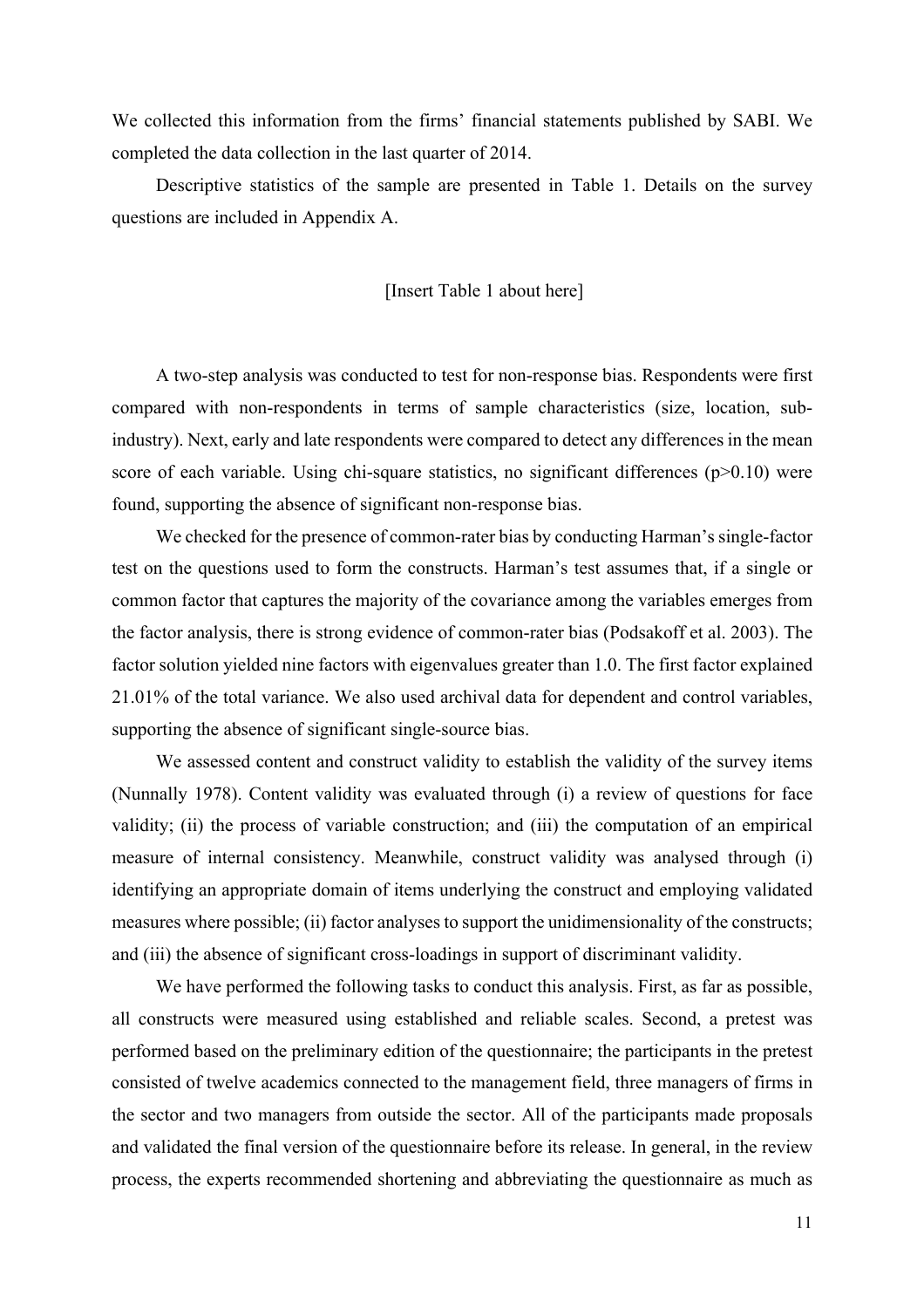We collected this information from the firms' financial statements published by SABI. We completed the data collection in the last quarter of 2014.

Descriptive statistics of the sample are presented in Table 1. Details on the survey questions are included in Appendix A.

[Insert Table 1 about here]

A two-step analysis was conducted to test for non-response bias. Respondents were first compared with non-respondents in terms of sample characteristics (size, location, sub-industry). Next, early and late respondents were compared to detect any differences in the mean score of each variable. Using chi-square statistics, no significant differences ($p>0.10$) were found, supporting the absence of significant non-response bias.

We checked for the presence of common-rater bias by conducting Harman's single-factor test on the questions used to form the constructs. Harman's test assumes that, if a single or common factor that captures the majority of the covariance among the variables emerges from the factor analysis, there is strong evidence of common-rater bias (Podsakoff et al. 2003). The factor solution yielded nine factors with eigenvalues greater than 1.0. The first factor explained 21.01% of the total variance. We also used archival data for dependent and control variables, supporting the absence of significant single-source bias.

We assessed content and construct validity to establish the validity of the survey items (Nunnally 1978). Content validity was evaluated through (i) a review of questions for face validity; (ii) the process of variable construction; and (iii) the computation of an empirical measure of internal consistency. Meanwhile, construct validity was analysed through (i) identifying an appropriate domain of items underlying the construct and employing validated measures where possible; (ii) factor analyses to support the unidimensionality of the constructs; and (iii) the absence of significant cross-loadings in support of discriminant validity.

We have performed the following tasks to conduct this analysis. First, as far as possible, all constructs were measured using established and reliable scales. Second, a pretest was performed based on the preliminary edition of the questionnaire; the participants in the pretest consisted of twelve academics connected to the management field, three managers of firms in the sector and two managers from outside the sector. All of the participants made proposals and validated the final version of the questionnaire before its release. In general, in the review process, the experts recommended shortening and abbreviating the questionnaire as much as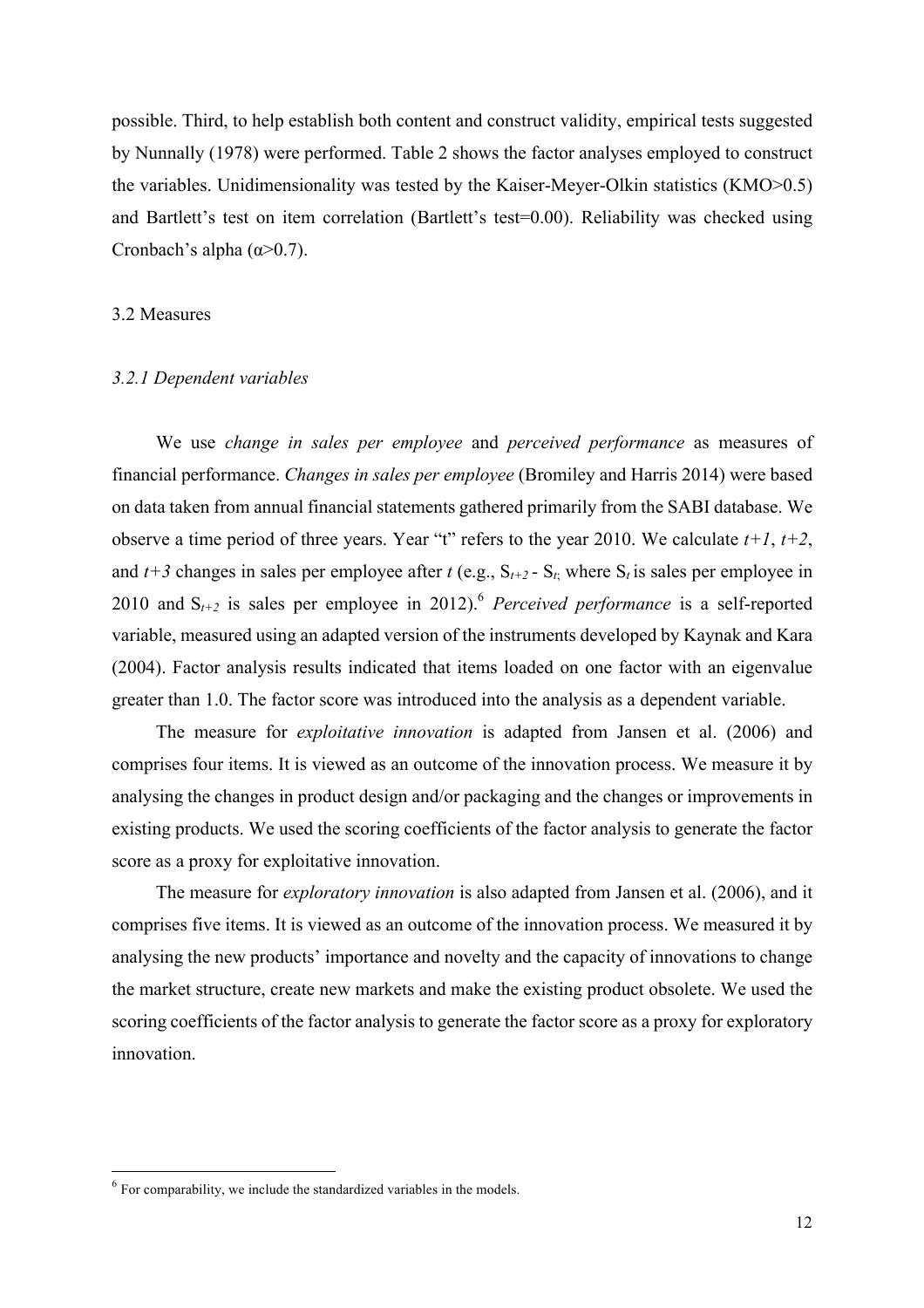possible. Third, to help establish both content and construct validity, empirical tests suggested by Nunnally (1978) were performed. Table 2 shows the factor analyses employed to construct the variables. Unidimensionality was tested by the Kaiser-Meyer-Olkin statistics (KMO>0.5) and Bartlett's test on item correlation (Bartlett's test=0.00). Reliability was checked using Cronbach's alpha ($\alpha$>0.7).

## 3.2 Measures

### *3.2.1 Dependent variables*

We use *change in sales per employee* and *perceived performance* as measures of financial performance. *Changes in sales per employee* (Bromiley and Harris 2014) were based on data taken from annual financial statements gathered primarily from the SABI database. We observe a time period of three years. Year "t" refers to the year 2010. We calculate *t+1*, *t+2*, and *t+3* changes in sales per employee after *t* (e.g., $S_{t+2}$ - $S_{t}$, where $S_t$ is sales per employee in 2010 and $S_{t+2}$ is sales per employee in 2012).[6] *Perceived performance* is a self-reported variable, measured using an adapted version of the instruments developed by Kaynak and Kara (2004). Factor analysis results indicated that items loaded on one factor with an eigenvalue greater than 1.0. The factor score was introduced into the analysis as a dependent variable.

The measure for *exploitative innovation* is adapted from Jansen et al. (2006) and comprises four items. It is viewed as an outcome of the innovation process. We measure it by analysing the changes in product design and/or packaging and the changes or improvements in existing products. We used the scoring coefficients of the factor analysis to generate the factor score as a proxy for exploitative innovation.

The measure for *exploratory innovation* is also adapted from Jansen et al. (2006), and it comprises five items. It is viewed as an outcome of the innovation process. We measured it by analysing the new products' importance and novelty and the capacity of innovations to change the market structure, create new markets and make the existing product obsolete. We used the scoring coefficients of the factor analysis to generate the factor score as a proxy for exploratory innovation.

[6] For comparability, we include the standardized variables in the models.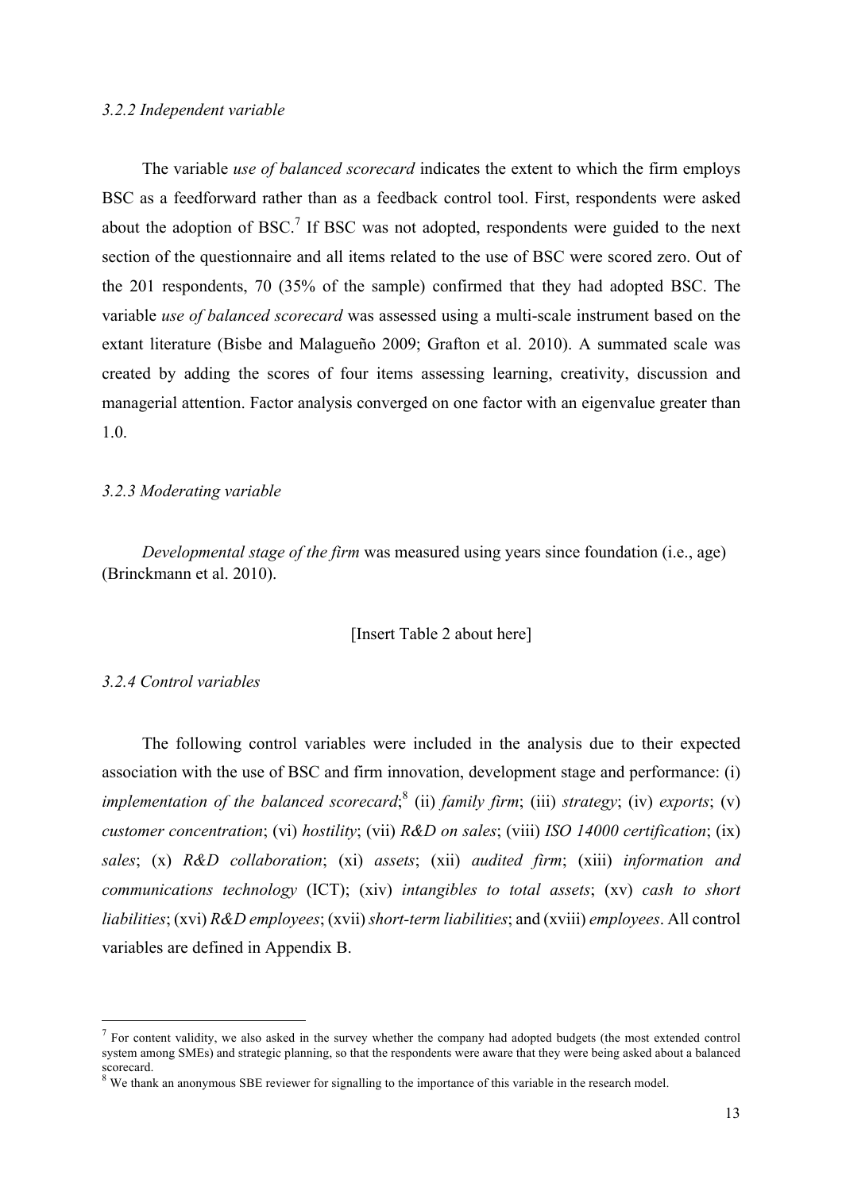### *3.2.2 Independent variable*

The variable *use of balanced scorecard* indicates the extent to which the firm employs BSC as a feedforward rather than as a feedback control tool. First, respondents were asked about the adoption of BSC.[7] If BSC was not adopted, respondents were guided to the next section of the questionnaire and all items related to the use of BSC were scored zero. Out of the 201 respondents, 70 (35% of the sample) confirmed that they had adopted BSC. The variable *use of balanced scorecard* was assessed using a multi-scale instrument based on the extant literature (Bisbe and Malagueño 2009; Grafton et al. 2010). A summated scale was created by adding the scores of four items assessing learning, creativity, discussion and managerial attention. Factor analysis converged on one factor with an eigenvalue greater than 1.0.

### *3.2.3 Moderating variable*

*Developmental stage of the firm* was measured using years since foundation (i.e., age) (Brinckmann et al. 2010).

[Insert Table 2 about here]

### *3.2.4 Control variables*

The following control variables were included in the analysis due to their expected association with the use of BSC and firm innovation, development stage and performance: (i) *implementation of the balanced scorecard*;[8] (ii) *family firm*; (iii) *strategy*; (iv) *exports*; (v) *customer concentration*; (vi) *hostility*; (vii) *R&D on sales*; (viii) *ISO 14000 certification*; (ix) *sales*; (x) *R&D collaboration*; (xi) *assets*; (xii) *audited firm*; (xiii) *information and communications technology* (ICT); (xiv) *intangibles to total assets*; (xv) *cash to short liabilities*; (xvi) *R&D employees*; (xvii) *short-term liabilities*; and (xviii) *employees*. All control variables are defined in Appendix B.

---

[7] For content validity, we also asked in the survey whether the company had adopted budgets (the most extended control system among SMEs) and strategic planning, so that the respondents were aware that they were being asked about a balanced scorecard.

[8] We thank an anonymous SBE reviewer for signalling to the importance of this variable in the research model.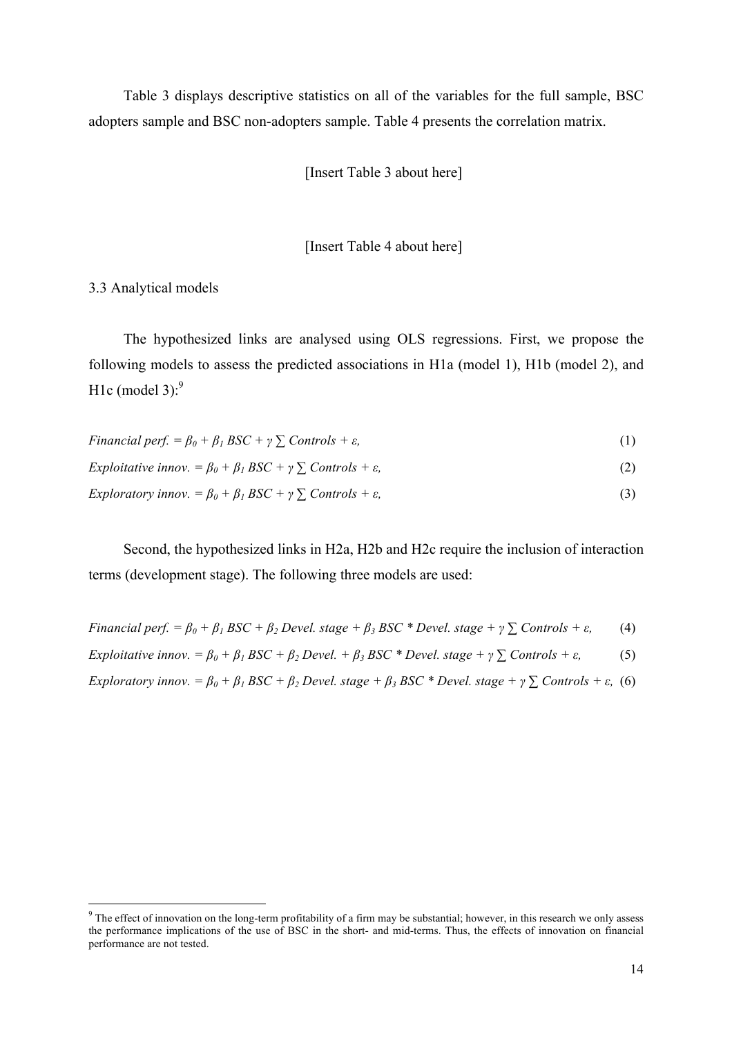Table 3 displays descriptive statistics on all of the variables for the full sample, BSC adopters sample and BSC non-adopters sample. Table 4 presents the correlation matrix.

[Insert Table 3 about here]

[Insert Table 4 about here]

3.3 Analytical models

The hypothesized links are analysed using OLS regressions. First, we propose the following models to assess the predicted associations in H1a (model 1), H1b (model 2), and H1c (model 3):[9]

$$\textit{Financial perf.} = \beta_0 + \beta_1 \, BSC + \gamma \sum Controls + \varepsilon, \tag{1}$$

$$\textit{Exploitative innov.} = \beta_0 + \beta_1 \, BSC + \gamma \sum Controls + \varepsilon, \tag{2}$$

$$\textit{Exploratory innov.} = \beta_0 + \beta_1 \, BSC + \gamma \sum Controls + \varepsilon, \tag{3}$$

Second, the hypothesized links in H2a, H2b and H2c require the inclusion of interaction terms (development stage). The following three models are used:

$$\textit{Financial perf.} = \beta_0 + \beta_1 \, BSC + \beta_2 \, Devel.\ stage + \beta_3 \, BSC * Devel.\ stage + \gamma \sum Controls + \varepsilon, \tag{4}$$

$$\textit{Exploitative innov.} = \beta_0 + \beta_1 \, BSC + \beta_2 \, Devel. + \beta_3 \, BSC * Devel.\ stage + \gamma \sum Controls + \varepsilon, \tag{5}$$

$$\textit{Exploratory innov.} = \beta_0 + \beta_1 \, BSC + \beta_2 \, Devel.\ stage + \beta_3 \, BSC * Devel.\ stage + \gamma \sum Controls + \varepsilon, \tag{6}$$

[9] The effect of innovation on the long-term profitability of a firm may be substantial; however, in this research we only assess the performance implications of the use of BSC in the short- and mid-terms. Thus, the effects of innovation on financial performance are not tested.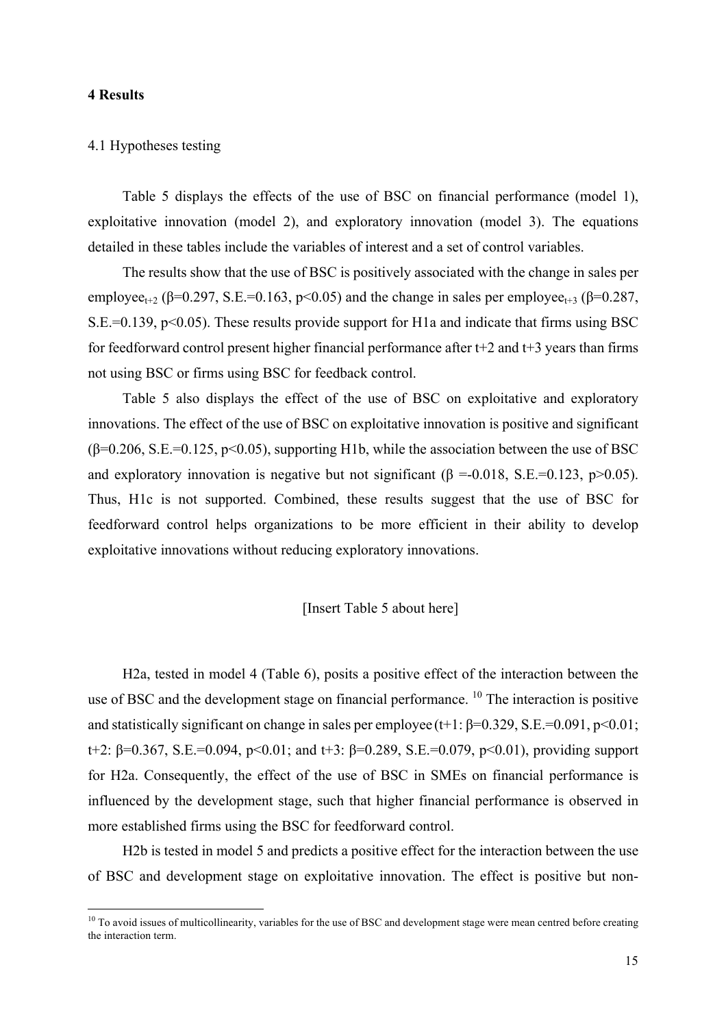## 4 Results

### 4.1 Hypotheses testing

Table 5 displays the effects of the use of BSC on financial performance (model 1), exploitative innovation (model 2), and exploratory innovation (model 3). The equations detailed in these tables include the variables of interest and a set of control variables.

The results show that the use of BSC is positively associated with the change in sales per $\text{employee}_{t+2}$ ($\beta=0.297$, S.E.=0.163, $p<0.05$) and the change in sales per $\text{employee}_{t+3}$ ($\beta=0.287$, S.E.=0.139, $p<0.05$). These results provide support for H1a and indicate that firms using BSC for feedforward control present higher financial performance after t+2 and t+3 years than firms not using BSC or firms using BSC for feedback control.

Table 5 also displays the effect of the use of BSC on exploitative and exploratory innovations. The effect of the use of BSC on exploitative innovation is positive and significant ($\beta=0.206$, S.E.=0.125, $p<0.05$), supporting H1b, while the association between the use of BSC and exploratory innovation is negative but not significant ($\beta=-0.018$, S.E.=0.123, $p>0.05$). Thus, H1c is not supported. Combined, these results suggest that the use of BSC for feedforward control helps organizations to be more efficient in their ability to develop exploitative innovations without reducing exploratory innovations.

[Insert Table 5 about here]

H2a, tested in model 4 (Table 6), posits a positive effect of the interaction between the use of BSC and the development stage on financial performance.[10] The interaction is positive and statistically significant on change in sales per employee (t+1: $\beta=0.329$, S.E.=0.091, $p<0.01$; t+2: $\beta=0.367$, S.E.=0.094, $p<0.01$; and t+3: $\beta=0.289$, S.E.=0.079, $p<0.01$), providing support for H2a. Consequently, the effect of the use of BSC in SMEs on financial performance is influenced by the development stage, such that higher financial performance is observed in more established firms using the BSC for feedforward control.

H2b is tested in model 5 and predicts a positive effect for the interaction between the use of BSC and development stage on exploitative innovation. The effect is positive but non-

[10] To avoid issues of multicollinearity, variables for the use of BSC and development stage were mean centred before creating the interaction term.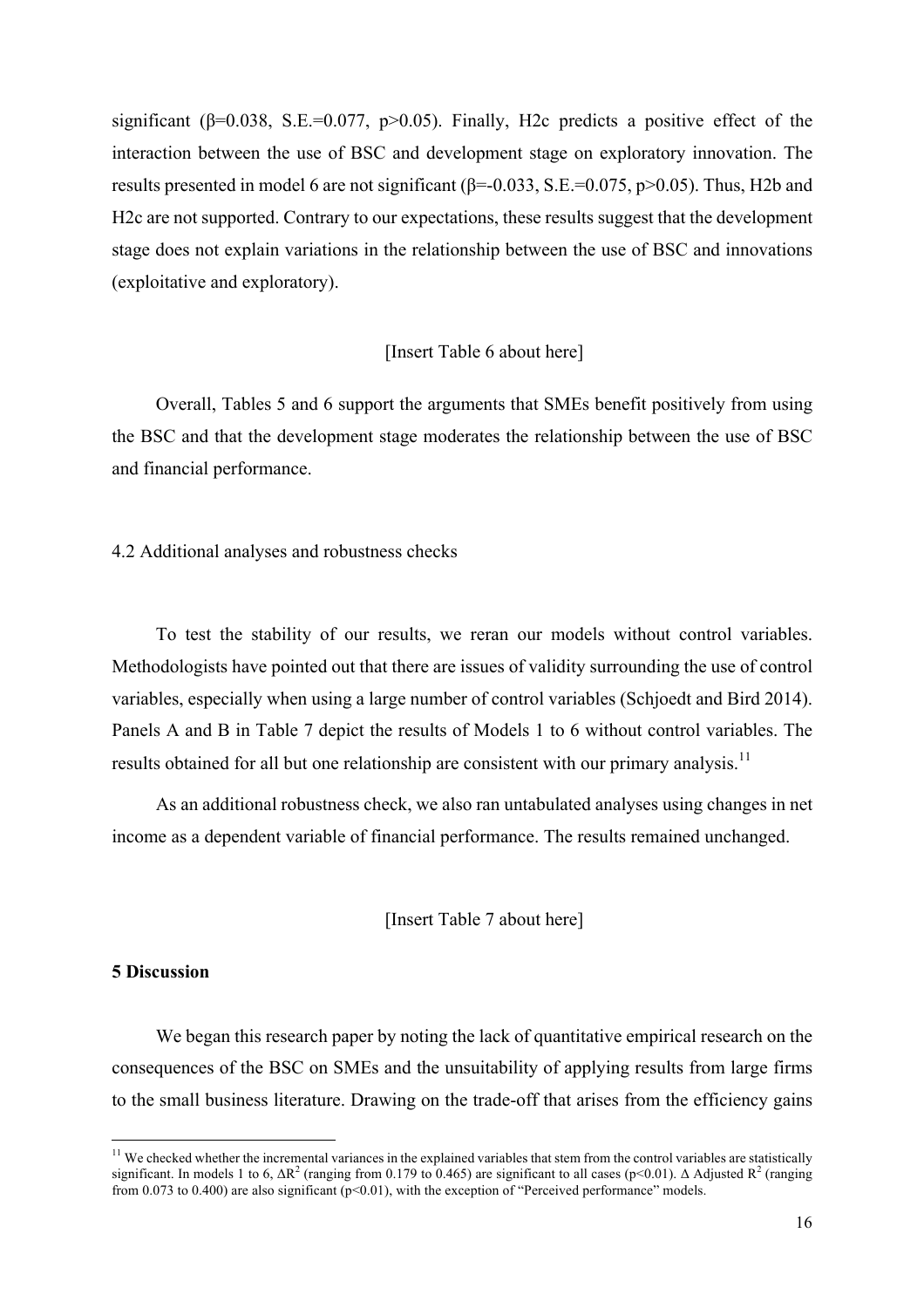significant (β=0.038, S.E.=0.077, $p>0.05$). Finally, H2c predicts a positive effect of the interaction between the use of BSC and development stage on exploratory innovation. The results presented in model 6 are not significant (β=-0.033, S.E.=0.075, $p>0.05$). Thus, H2b and H2c are not supported. Contrary to our expectations, these results suggest that the development stage does not explain variations in the relationship between the use of BSC and innovations (exploitative and exploratory).

[Insert Table 6 about here]

Overall, Tables 5 and 6 support the arguments that SMEs benefit positively from using the BSC and that the development stage moderates the relationship between the use of BSC and financial performance.

### 4.2 Additional analyses and robustness checks

To test the stability of our results, we reran our models without control variables. Methodologists have pointed out that there are issues of validity surrounding the use of control variables, especially when using a large number of control variables (Schjoedt and Bird 2014). Panels A and B in Table 7 depict the results of Models 1 to 6 without control variables. The results obtained for all but one relationship are consistent with our primary analysis.[11]

As an additional robustness check, we also ran untabulated analyses using changes in net income as a dependent variable of financial performance. The results remained unchanged.

[Insert Table 7 about here]

## 5 Discussion

We began this research paper by noting the lack of quantitative empirical research on the consequences of the BSC on SMEs and the unsuitability of applying results from large firms to the small business literature. Drawing on the trade-off that arises from the efficiency gains

---

[11] We checked whether the incremental variances in the explained variables that stem from the control variables are statistically significant. In models 1 to 6, $\Delta R^2$ (ranging from 0.179 to 0.465) are significant to all cases ($p<0.01$). Δ Adjusted $R^2$ (ranging from 0.073 to 0.400) are also significant ($p<0.01$), with the exception of "Perceived performance" models.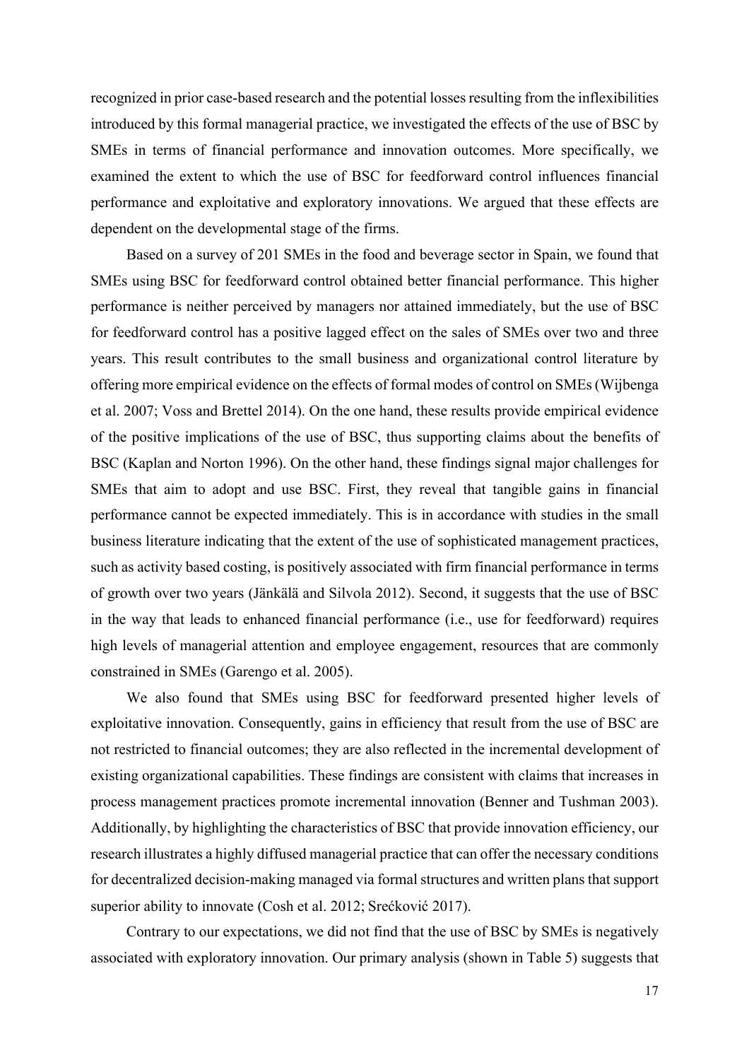recognized in prior case-based research and the potential losses resulting from the inflexibilities introduced by this formal managerial practice, we investigated the effects of the use of BSC by SMEs in terms of financial performance and innovation outcomes. More specifically, we examined the extent to which the use of BSC for feedforward control influences financial performance and exploitative and exploratory innovations. We argued that these effects are dependent on the developmental stage of the firms.

Based on a survey of 201 SMEs in the food and beverage sector in Spain, we found that SMEs using BSC for feedforward control obtained better financial performance. This higher performance is neither perceived by managers nor attained immediately, but the use of BSC for feedforward control has a positive lagged effect on the sales of SMEs over two and three years. This result contributes to the small business and organizational control literature by offering more empirical evidence on the effects of formal modes of control on SMEs (Wijbenga et al. 2007; Voss and Brettel 2014). On the one hand, these results provide empirical evidence of the positive implications of the use of BSC, thus supporting claims about the benefits of BSC (Kaplan and Norton 1996). On the other hand, these findings signal major challenges for SMEs that aim to adopt and use BSC. First, they reveal that tangible gains in financial performance cannot be expected immediately. This is in accordance with studies in the small business literature indicating that the extent of the use of sophisticated management practices, such as activity based costing, is positively associated with firm financial performance in terms of growth over two years (Jänkälä and Silvola 2012). Second, it suggests that the use of BSC in the way that leads to enhanced financial performance (i.e., use for feedforward) requires high levels of managerial attention and employee engagement, resources that are commonly constrained in SMEs (Garengo et al. 2005).

We also found that SMEs using BSC for feedforward presented higher levels of exploitative innovation. Consequently, gains in efficiency that result from the use of BSC are not restricted to financial outcomes; they are also reflected in the incremental development of existing organizational capabilities. These findings are consistent with claims that increases in process management practices promote incremental innovation (Benner and Tushman 2003). Additionally, by highlighting the characteristics of BSC that provide innovation efficiency, our research illustrates a highly diffused managerial practice that can offer the necessary conditions for decentralized decision-making managed via formal structures and written plans that support superior ability to innovate (Cosh et al. 2012; Srećković 2017).

Contrary to our expectations, we did not find that the use of BSC by SMEs is negatively associated with exploratory innovation. Our primary analysis (shown in Table 5) suggests that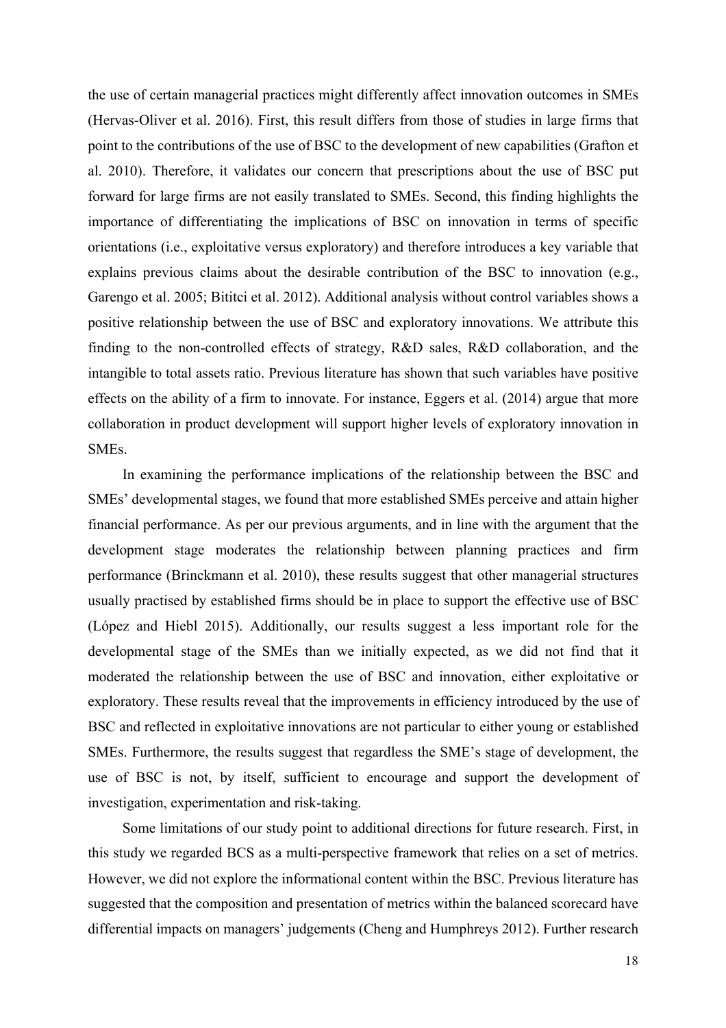the use of certain managerial practices might differently affect innovation outcomes in SMEs (Hervas-Oliver et al. 2016). First, this result differs from those of studies in large firms that point to the contributions of the use of BSC to the development of new capabilities (Grafton et al. 2010). Therefore, it validates our concern that prescriptions about the use of BSC put forward for large firms are not easily translated to SMEs. Second, this finding highlights the importance of differentiating the implications of BSC on innovation in terms of specific orientations (i.e., exploitative versus exploratory) and therefore introduces a key variable that explains previous claims about the desirable contribution of the BSC to innovation (e.g., Garengo et al. 2005; Bititci et al. 2012). Additional analysis without control variables shows a positive relationship between the use of BSC and exploratory innovations. We attribute this finding to the non-controlled effects of strategy, R&D sales, R&D collaboration, and the intangible to total assets ratio. Previous literature has shown that such variables have positive effects on the ability of a firm to innovate. For instance, Eggers et al. (2014) argue that more collaboration in product development will support higher levels of exploratory innovation in SMEs.

In examining the performance implications of the relationship between the BSC and SMEs' developmental stages, we found that more established SMEs perceive and attain higher financial performance. As per our previous arguments, and in line with the argument that the development stage moderates the relationship between planning practices and firm performance (Brinckmann et al. 2010), these results suggest that other managerial structures usually practised by established firms should be in place to support the effective use of BSC (López and Hiebl 2015). Additionally, our results suggest a less important role for the developmental stage of the SMEs than we initially expected, as we did not find that it moderated the relationship between the use of BSC and innovation, either exploitative or exploratory. These results reveal that the improvements in efficiency introduced by the use of BSC and reflected in exploitative innovations are not particular to either young or established SMEs. Furthermore, the results suggest that regardless the SME's stage of development, the use of BSC is not, by itself, sufficient to encourage and support the development of investigation, experimentation and risk-taking.

Some limitations of our study point to additional directions for future research. First, in this study we regarded BCS as a multi-perspective framework that relies on a set of metrics. However, we did not explore the informational content within the BSC. Previous literature has suggested that the composition and presentation of metrics within the balanced scorecard have differential impacts on managers' judgements (Cheng and Humphreys 2012). Further research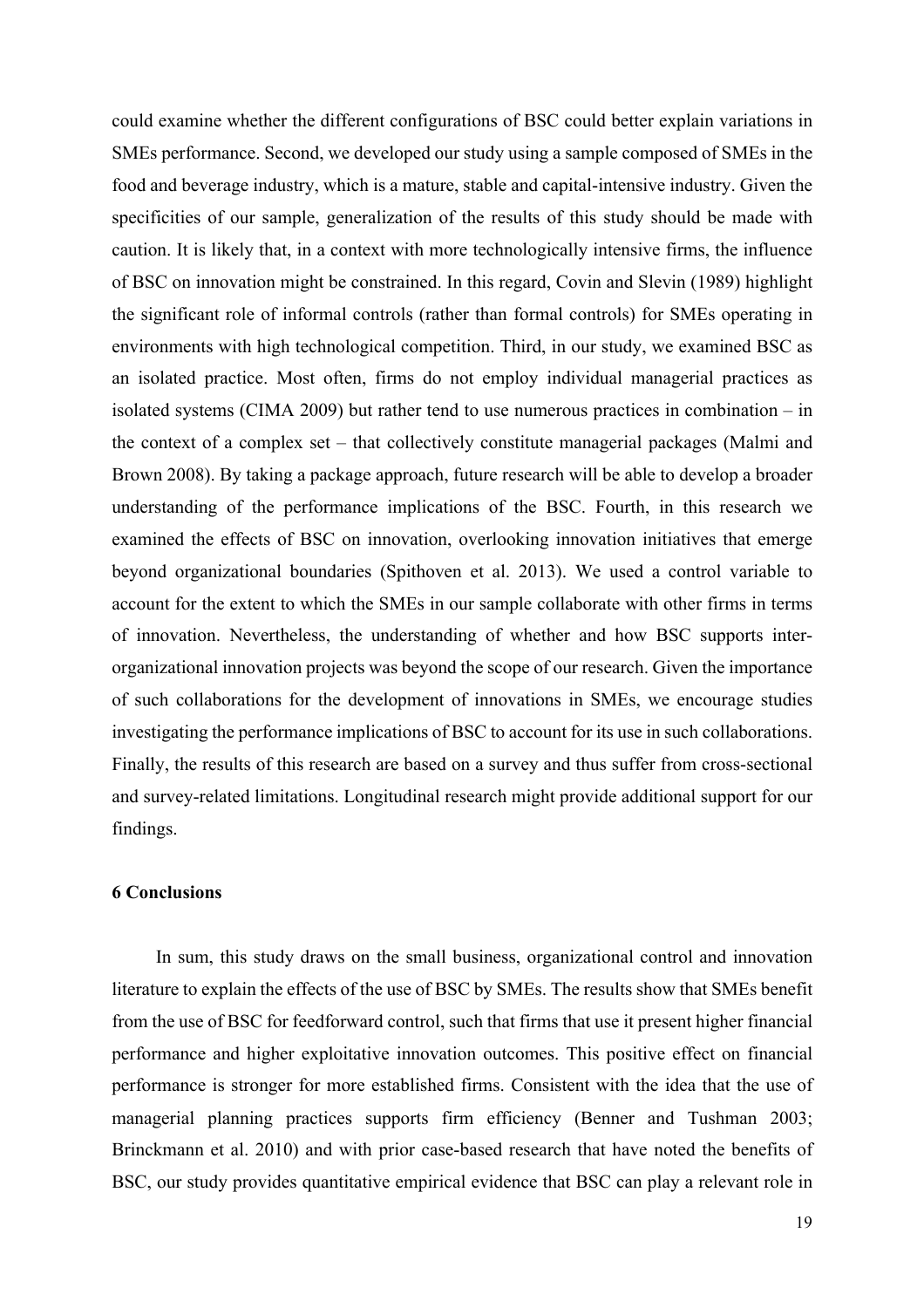could examine whether the different configurations of BSC could better explain variations in SMEs performance. Second, we developed our study using a sample composed of SMEs in the food and beverage industry, which is a mature, stable and capital-intensive industry. Given the specificities of our sample, generalization of the results of this study should be made with caution. It is likely that, in a context with more technologically intensive firms, the influence of BSC on innovation might be constrained. In this regard, Covin and Slevin (1989) highlight the significant role of informal controls (rather than formal controls) for SMEs operating in environments with high technological competition. Third, in our study, we examined BSC as an isolated practice. Most often, firms do not employ individual managerial practices as isolated systems (CIMA 2009) but rather tend to use numerous practices in combination – in the context of a complex set – that collectively constitute managerial packages (Malmi and Brown 2008). By taking a package approach, future research will be able to develop a broader understanding of the performance implications of the BSC. Fourth, in this research we examined the effects of BSC on innovation, overlooking innovation initiatives that emerge beyond organizational boundaries (Spithoven et al. 2013). We used a control variable to account for the extent to which the SMEs in our sample collaborate with other firms in terms of innovation. Nevertheless, the understanding of whether and how BSC supports inter-organizational innovation projects was beyond the scope of our research. Given the importance of such collaborations for the development of innovations in SMEs, we encourage studies investigating the performance implications of BSC to account for its use in such collaborations. Finally, the results of this research are based on a survey and thus suffer from cross-sectional and survey-related limitations. Longitudinal research might provide additional support for our findings.

## 6 Conclusions

In sum, this study draws on the small business, organizational control and innovation literature to explain the effects of the use of BSC by SMEs. The results show that SMEs benefit from the use of BSC for feedforward control, such that firms that use it present higher financial performance and higher exploitative innovation outcomes. This positive effect on financial performance is stronger for more established firms. Consistent with the idea that the use of managerial planning practices supports firm efficiency (Benner and Tushman 2003; Brinckmann et al. 2010) and with prior case-based research that have noted the benefits of BSC, our study provides quantitative empirical evidence that BSC can play a relevant role in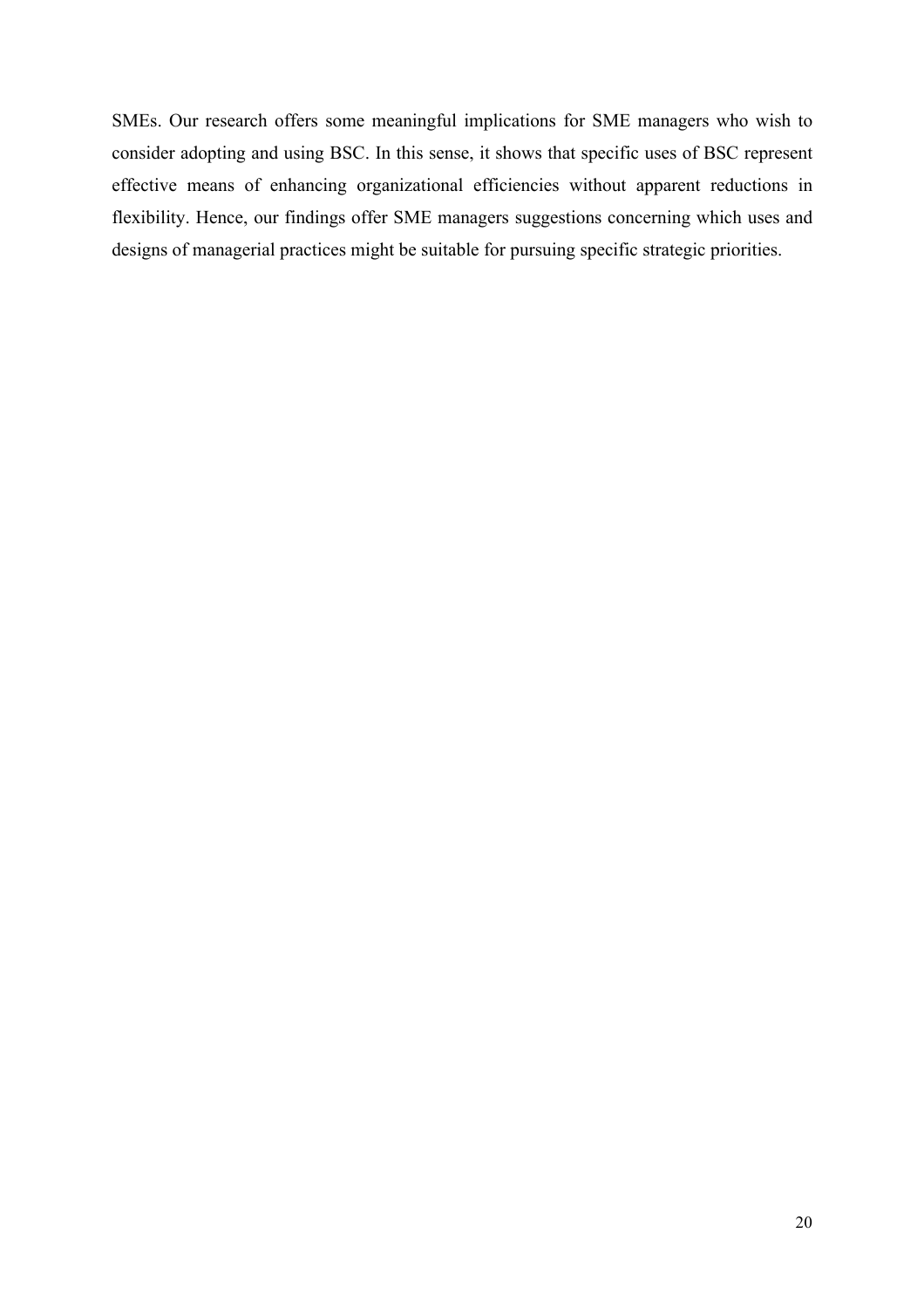SMEs. Our research offers some meaningful implications for SME managers who wish to consider adopting and using BSC. In this sense, it shows that specific uses of BSC represent effective means of enhancing organizational efficiencies without apparent reductions in flexibility. Hence, our findings offer SME managers suggestions concerning which uses and designs of managerial practices might be suitable for pursuing specific strategic priorities.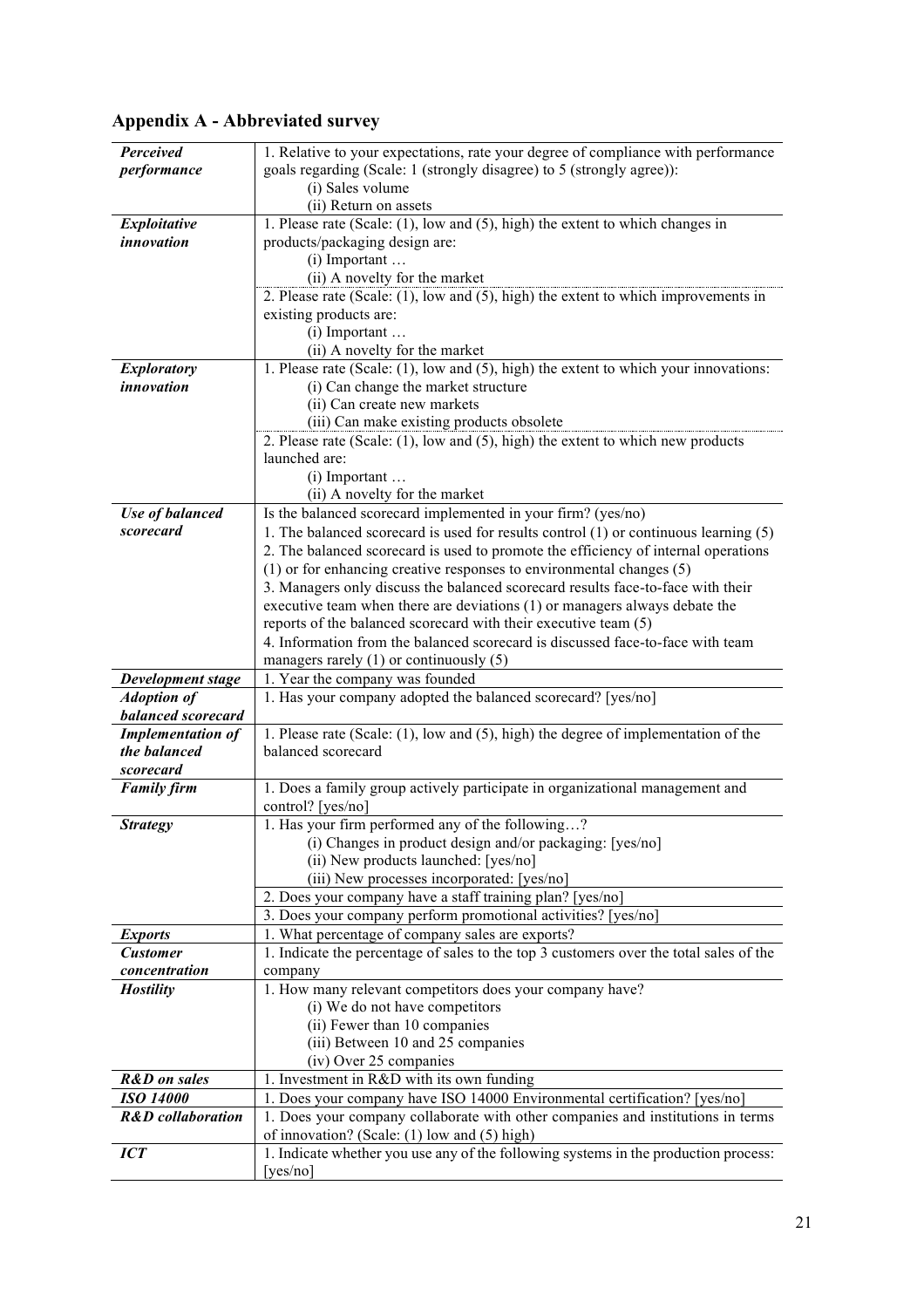## Appendix A - Abbreviated survey

| | |
|---|---|
| ***Perceived performance*** | 1. Relative to your expectations, rate your degree of compliance with performance goals regarding (Scale: 1 (strongly disagree) to 5 (strongly agree)):<br>(i) Sales volume<br>(ii) Return on assets |
| ***Exploitative innovation*** | 1. Please rate (Scale: (1), low and (5), high) the extent to which changes in products/packaging design are:<br>(i) Important …<br>(ii) A novelty for the market<br>2. Please rate (Scale: (1), low and (5), high) the extent to which improvements in existing products are:<br>(i) Important …<br>(ii) A novelty for the market |
| ***Exploratory innovation*** | 1. Please rate (Scale: (1), low and (5), high) the extent to which your innovations:<br>(i) Can change the market structure<br>(ii) Can create new markets<br>(iii) Can make existing products obsolete<br>2. Please rate (Scale: (1), low and (5), high) the extent to which new products launched are:<br>(i) Important …<br>(ii) A novelty for the market |
| ***Use of balanced scorecard*** | Is the balanced scorecard implemented in your firm? (yes/no)<br>1. The balanced scorecard is used for results control (1) or continuous learning (5)<br>2. The balanced scorecard is used to promote the efficiency of internal operations (1) or for enhancing creative responses to environmental changes (5)<br>3. Managers only discuss the balanced scorecard results face-to-face with their executive team when there are deviations (1) or managers always debate the reports of the balanced scorecard with their executive team (5)<br>4. Information from the balanced scorecard is discussed face-to-face with team managers rarely (1) or continuously (5) |
| ***Development stage*** | 1. Year the company was founded |
| ***Adoption of balanced scorecard*** | 1. Has your company adopted the balanced scorecard? [yes/no] |
| ***Implementation of the balanced scorecard*** | 1. Please rate (Scale: (1), low and (5), high) the degree of implementation of the balanced scorecard |
| ***Family firm*** | 1. Does a family group actively participate in organizational management and control? [yes/no] |
| ***Strategy*** | 1. Has your firm performed any of the following…?<br>(i) Changes in product design and/or packaging: [yes/no]<br>(ii) New products launched: [yes/no]<br>(iii) New processes incorporated: [yes/no]<br>2. Does your company have a staff training plan? [yes/no]<br>3. Does your company perform promotional activities? [yes/no] |
| ***Exports*** | 1. What percentage of company sales are exports? |
| ***Customer concentration*** | 1. Indicate the percentage of sales to the top 3 customers over the total sales of the company |
| ***Hostility*** | 1. How many relevant competitors does your company have?<br>(i) We do not have competitors<br>(ii) Fewer than 10 companies<br>(iii) Between 10 and 25 companies<br>(iv) Over 25 companies |
| ***R&D on sales*** | 1. Investment in R&D with its own funding |
| ***ISO 14000*** | 1. Does your company have ISO 14000 Environmental certification? [yes/no] |
| ***R&D collaboration*** | 1. Does your company collaborate with other companies and institutions in terms of innovation? (Scale: (1) low and (5) high) |
| ***ICT*** | 1. Indicate whether you use any of the following systems in the production process: [yes/no] |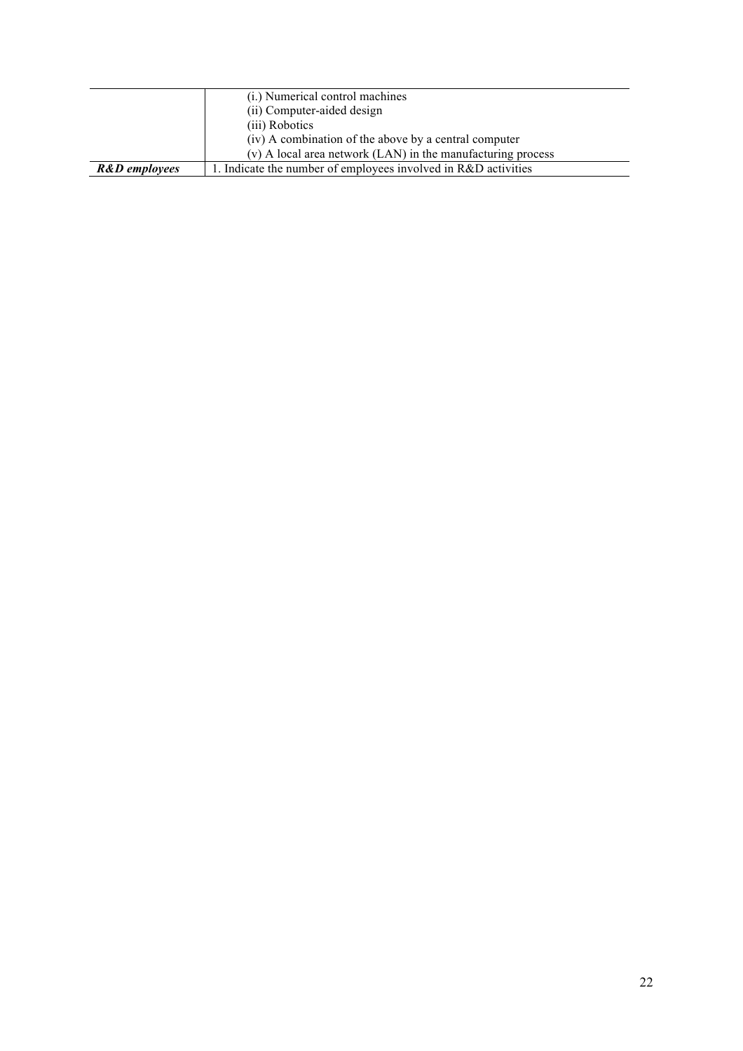| | |
|---|---|
| | (i.) Numerical control machines<br>(ii) Computer-aided design<br>(iii) Robotics<br>(iv) A combination of the above by a central computer<br>(v) A local area network (LAN) in the manufacturing process |
| ***R&D employees*** | 1. Indicate the number of employees involved in R&D activities |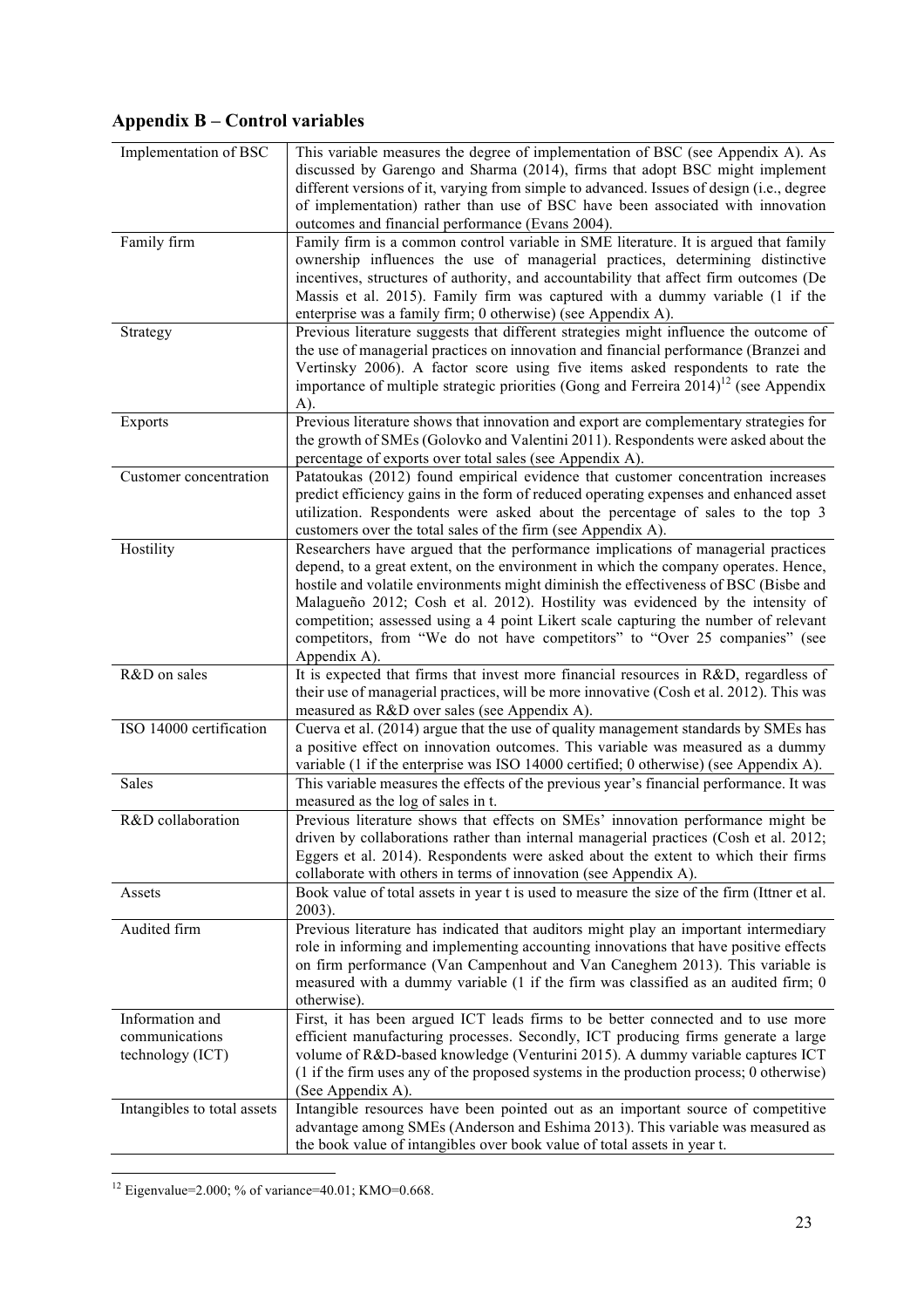## Appendix B – Control variables

| | |
|---|---|
| Implementation of BSC | This variable measures the degree of implementation of BSC (see Appendix A). As discussed by Garengo and Sharma (2014), firms that adopt BSC might implement different versions of it, varying from simple to advanced. Issues of design (i.e., degree of implementation) rather than use of BSC have been associated with innovation outcomes and financial performance (Evans 2004). |
| Family firm | Family firm is a common control variable in SME literature. It is argued that family ownership influences the use of managerial practices, determining distinctive incentives, structures of authority, and accountability that affect firm outcomes (De Massis et al. 2015). Family firm was captured with a dummy variable (1 if the enterprise was a family firm; 0 otherwise) (see Appendix A). |
| Strategy | Previous literature suggests that different strategies might influence the outcome of the use of managerial practices on innovation and financial performance (Branzei and Vertinsky 2006). A factor score using five items asked respondents to rate the importance of multiple strategic priorities (Gong and Ferreira 2014)[12] (see Appendix A). |
| Exports | Previous literature shows that innovation and export are complementary strategies for the growth of SMEs (Golovko and Valentini 2011). Respondents were asked about the percentage of exports over total sales (see Appendix A). |
| Customer concentration | Patatoukas (2012) found empirical evidence that customer concentration increases predict efficiency gains in the form of reduced operating expenses and enhanced asset utilization. Respondents were asked about the percentage of sales to the top 3 customers over the total sales of the firm (see Appendix A). |
| Hostility | Researchers have argued that the performance implications of managerial practices depend, to a great extent, on the environment in which the company operates. Hence, hostile and volatile environments might diminish the effectiveness of BSC (Bisbe and Malagueño 2012; Cosh et al. 2012). Hostility was evidenced by the intensity of competition; assessed using a 4 point Likert scale capturing the number of relevant competitors, from "We do not have competitors" to "Over 25 companies" (see Appendix A). |
| R&D on sales | It is expected that firms that invest more financial resources in R&D, regardless of their use of managerial practices, will be more innovative (Cosh et al. 2012). This was measured as R&D over sales (see Appendix A). |
| ISO 14000 certification | Cuerva et al. (2014) argue that the use of quality management standards by SMEs has a positive effect on innovation outcomes. This variable was measured as a dummy variable (1 if the enterprise was ISO 14000 certified; 0 otherwise) (see Appendix A). |
| Sales | This variable measures the effects of the previous year's financial performance. It was measured as the log of sales in t. |
| R&D collaboration | Previous literature shows that effects on SMEs' innovation performance might be driven by collaborations rather than internal managerial practices (Cosh et al. 2012; Eggers et al. 2014). Respondents were asked about the extent to which their firms collaborate with others in terms of innovation (see Appendix A). |
| Assets | Book value of total assets in year t is used to measure the size of the firm (Ittner et al. 2003). |
| Audited firm | Previous literature has indicated that auditors might play an important intermediary role in informing and implementing accounting innovations that have positive effects on firm performance (Van Campenhout and Van Caneghem 2013). This variable is measured with a dummy variable (1 if the firm was classified as an audited firm; 0 otherwise). |
| Information and communications technology (ICT) | First, it has been argued ICT leads firms to be better connected and to use more efficient manufacturing processes. Secondly, ICT producing firms generate a large volume of R&D-based knowledge (Venturini 2015). A dummy variable captures ICT (1 if the firm uses any of the proposed systems in the production process; 0 otherwise) (See Appendix A). |
| Intangibles to total assets | Intangible resources have been pointed out as an important source of competitive advantage among SMEs (Anderson and Eshima 2013). This variable was measured as the book value of intangibles over book value of total assets in year t. |

[12] Eigenvalue=2.000; % of variance=40.01; KMO=0.668.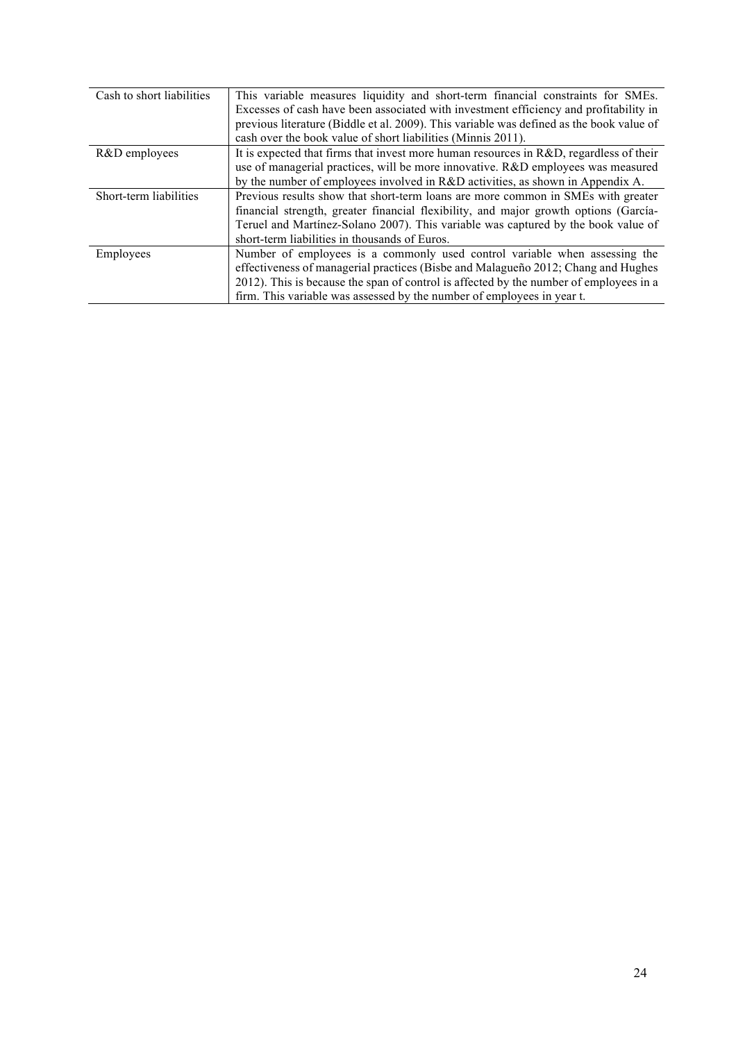| | |
|---|---|
| Cash to short liabilities | This variable measures liquidity and short-term financial constraints for SMEs. Excesses of cash have been associated with investment efficiency and profitability in previous literature (Biddle et al. 2009). This variable was defined as the book value of cash over the book value of short liabilities (Minnis 2011). |
| R&D employees | It is expected that firms that invest more human resources in R&D, regardless of their use of managerial practices, will be more innovative. R&D employees was measured by the number of employees involved in R&D activities, as shown in Appendix A. |
| Short-term liabilities | Previous results show that short-term loans are more common in SMEs with greater financial strength, greater financial flexibility, and major growth options (García-Teruel and Martínez-Solano 2007). This variable was captured by the book value of short-term liabilities in thousands of Euros. |
| Employees | Number of employees is a commonly used control variable when assessing the effectiveness of managerial practices (Bisbe and Malagueño 2012; Chang and Hughes 2012). This is because the span of control is affected by the number of employees in a firm. This variable was assessed by the number of employees in year t. |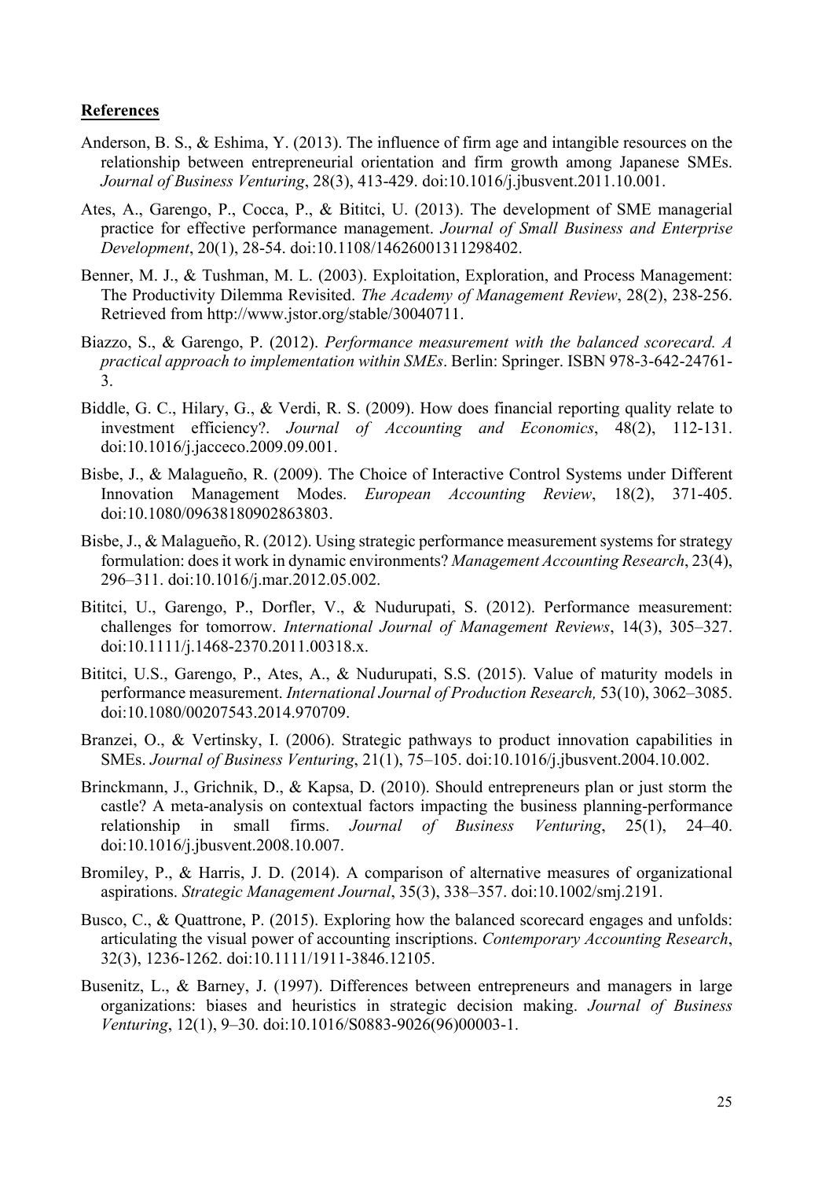**References**

Anderson, B. S., & Eshima, Y. (2013). The influence of firm age and intangible resources on the relationship between entrepreneurial orientation and firm growth among Japanese SMEs. *Journal of Business Venturing*, 28(3), 413-429. doi:10.1016/j.jbusvent.2011.10.001.

Ates, A., Garengo, P., Cocca, P., & Bititci, U. (2013). The development of SME managerial practice for effective performance management. *Journal of Small Business and Enterprise Development*, 20(1), 28-54. doi:10.1108/14626001311298402.

Benner, M. J., & Tushman, M. L. (2003). Exploitation, Exploration, and Process Management: The Productivity Dilemma Revisited. *The Academy of Management Review*, 28(2), 238-256. Retrieved from http://www.jstor.org/stable/30040711.

Biazzo, S., & Garengo, P. (2012). *Performance measurement with the balanced scorecard. A practical approach to implementation within SMEs*. Berlin: Springer. ISBN 978-3-642-24761-3.

Biddle, G. C., Hilary, G., & Verdi, R. S. (2009). How does financial reporting quality relate to investment efficiency?. *Journal of Accounting and Economics*, 48(2), 112-131. doi:10.1016/j.jacceco.2009.09.001.

Bisbe, J., & Malagueño, R. (2009). The Choice of Interactive Control Systems under Different Innovation Management Modes. *European Accounting Review*, 18(2), 371-405. doi:10.1080/09638180902863803.

Bisbe, J., & Malagueño, R. (2012). Using strategic performance measurement systems for strategy formulation: does it work in dynamic environments? *Management Accounting Research*, 23(4), 296–311. doi:10.1016/j.mar.2012.05.002.

Bititci, U., Garengo, P., Dorfler, V., & Nudurupati, S. (2012). Performance measurement: challenges for tomorrow. *International Journal of Management Reviews*, 14(3), 305–327. doi:10.1111/j.1468-2370.2011.00318.x.

Bititci, U.S., Garengo, P., Ates, A., & Nudurupati, S.S. (2015). Value of maturity models in performance measurement. *International Journal of Production Research,* 53(10), 3062–3085. doi:10.1080/00207543.2014.970709.

Branzei, O., & Vertinsky, I. (2006). Strategic pathways to product innovation capabilities in SMEs. *Journal of Business Venturing*, 21(1), 75–105. doi:10.1016/j.jbusvent.2004.10.002.

Brinckmann, J., Grichnik, D., & Kapsa, D. (2010). Should entrepreneurs plan or just storm the castle? A meta-analysis on contextual factors impacting the business planning-performance relationship in small firms. *Journal of Business Venturing*, 25(1), 24–40. doi:10.1016/j.jbusvent.2008.10.007.

Bromiley, P., & Harris, J. D. (2014). A comparison of alternative measures of organizational aspirations. *Strategic Management Journal*, 35(3), 338–357. doi:10.1002/smj.2191.

Busco, C., & Quattrone, P. (2015). Exploring how the balanced scorecard engages and unfolds: articulating the visual power of accounting inscriptions. *Contemporary Accounting Research*, 32(3), 1236-1262. doi:10.1111/1911-3846.12105.

Busenitz, L., & Barney, J. (1997). Differences between entrepreneurs and managers in large organizations: biases and heuristics in strategic decision making. *Journal of Business Venturing*, 12(1), 9–30. doi:10.1016/S0883-9026(96)00003-1.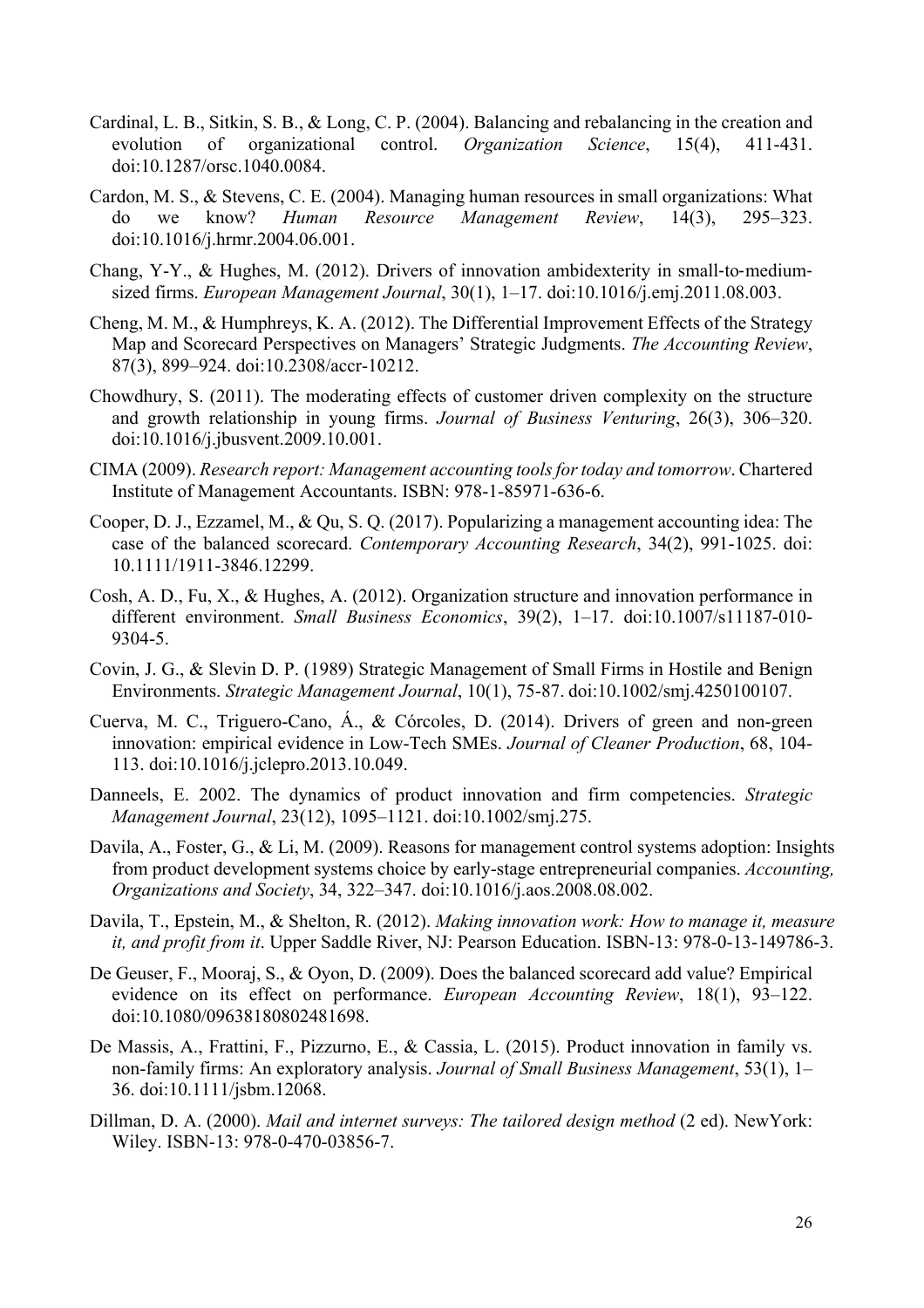Cardinal, L. B., Sitkin, S. B., & Long, C. P. (2004). Balancing and rebalancing in the creation and evolution of organizational control. *Organization Science*, 15(4), 411-431. doi:10.1287/orsc.1040.0084.

Cardon, M. S., & Stevens, C. E. (2004). Managing human resources in small organizations: What do we know? *Human Resource Management Review*, 14(3), 295–323. doi:10.1016/j.hrmr.2004.06.001.

Chang, Y-Y., & Hughes, M. (2012). Drivers of innovation ambidexterity in small-to-medium-sized firms. *European Management Journal*, 30(1), 1–17. doi:10.1016/j.emj.2011.08.003.

Cheng, M. M., & Humphreys, K. A. (2012). The Differential Improvement Effects of the Strategy Map and Scorecard Perspectives on Managers' Strategic Judgments. *The Accounting Review*, 87(3), 899–924. doi:10.2308/accr-10212.

Chowdhury, S. (2011). The moderating effects of customer driven complexity on the structure and growth relationship in young firms. *Journal of Business Venturing*, 26(3), 306–320. doi:10.1016/j.jbusvent.2009.10.001.

CIMA (2009). *Research report: Management accounting tools for today and tomorrow*. Chartered Institute of Management Accountants. ISBN: 978-1-85971-636-6.

Cooper, D. J., Ezzamel, M., & Qu, S. Q. (2017). Popularizing a management accounting idea: The case of the balanced scorecard. *Contemporary Accounting Research*, 34(2), 991-1025. doi: 10.1111/1911-3846.12299.

Cosh, A. D., Fu, X., & Hughes, A. (2012). Organization structure and innovation performance in different environment. *Small Business Economics*, 39(2), 1–17. doi:10.1007/s11187-010-9304-5.

Covin, J. G., & Slevin D. P. (1989) Strategic Management of Small Firms in Hostile and Benign Environments. *Strategic Management Journal*, 10(1), 75-87. doi:10.1002/smj.4250100107.

Cuerva, M. C., Triguero-Cano, Á., & Córcoles, D. (2014). Drivers of green and non-green innovation: empirical evidence in Low-Tech SMEs. *Journal of Cleaner Production*, 68, 104-113. doi:10.1016/j.jclepro.2013.10.049.

Danneels, E. 2002. The dynamics of product innovation and firm competencies. *Strategic Management Journal*, 23(12), 1095–1121. doi:10.1002/smj.275.

Davila, A., Foster, G., & Li, M. (2009). Reasons for management control systems adoption: Insights from product development systems choice by early-stage entrepreneurial companies. *Accounting, Organizations and Society*, 34, 322–347. doi:10.1016/j.aos.2008.08.002.

Davila, T., Epstein, M., & Shelton, R. (2012). *Making innovation work: How to manage it, measure it, and profit from it*. Upper Saddle River, NJ: Pearson Education. ISBN-13: 978-0-13-149786-3.

De Geuser, F., Mooraj, S., & Oyon, D. (2009). Does the balanced scorecard add value? Empirical evidence on its effect on performance. *European Accounting Review*, 18(1), 93–122. doi:10.1080/09638180802481698.

De Massis, A., Frattini, F., Pizzurno, E., & Cassia, L. (2015). Product innovation in family vs. non-family firms: An exploratory analysis. *Journal of Small Business Management*, 53(1), 1–36. doi:10.1111/jsbm.12068.

Dillman, D. A. (2000). *Mail and internet surveys: The tailored design method* (2 ed). NewYork: Wiley. ISBN-13: 978-0-470-03856-7.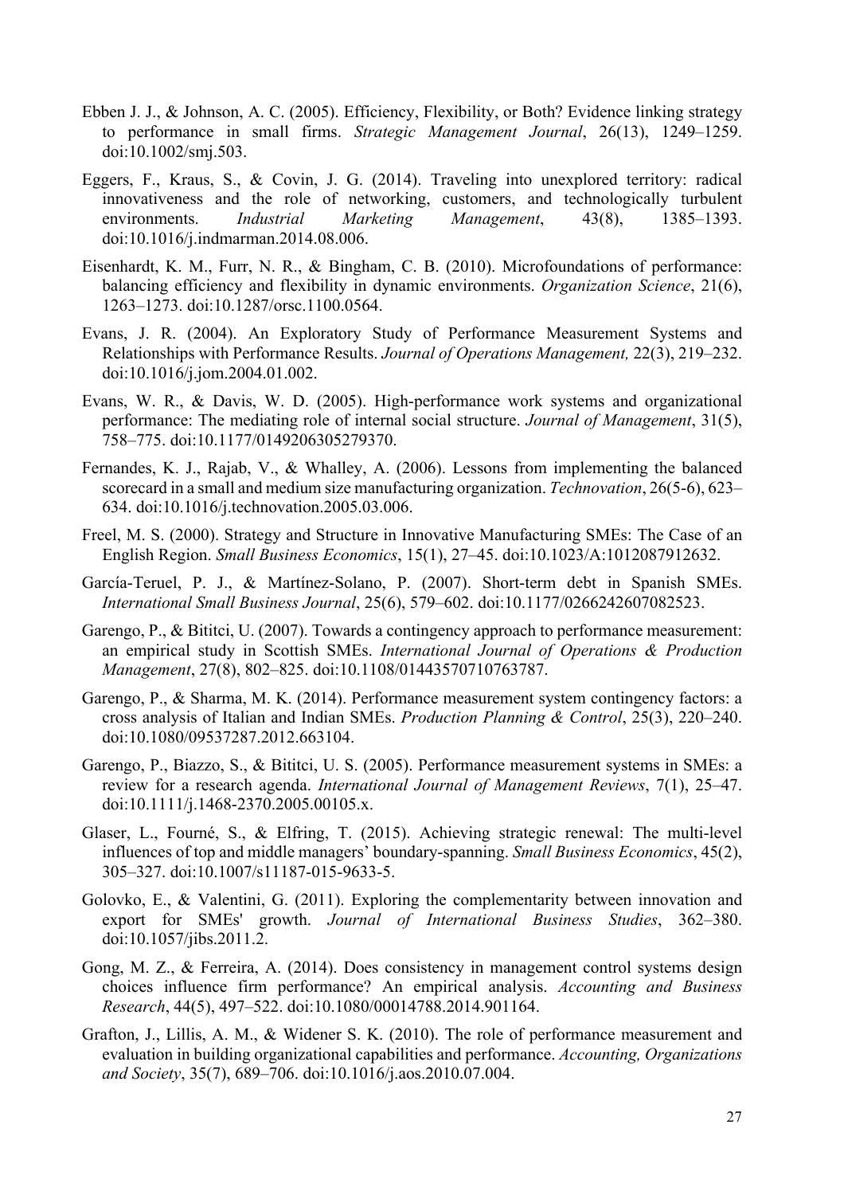Ebben J. J., & Johnson, A. C. (2005). Efficiency, Flexibility, or Both? Evidence linking strategy to performance in small firms. *Strategic Management Journal*, 26(13), 1249–1259. doi:10.1002/smj.503.

Eggers, F., Kraus, S., & Covin, J. G. (2014). Traveling into unexplored territory: radical innovativeness and the role of networking, customers, and technologically turbulent environments. *Industrial Marketing Management*, 43(8), 1385–1393. doi:10.1016/j.indmarman.2014.08.006.

Eisenhardt, K. M., Furr, N. R., & Bingham, C. B. (2010). Microfoundations of performance: balancing efficiency and flexibility in dynamic environments. *Organization Science*, 21(6), 1263–1273. doi:10.1287/orsc.1100.0564.

Evans, J. R. (2004). An Exploratory Study of Performance Measurement Systems and Relationships with Performance Results. *Journal of Operations Management,* 22(3), 219–232. doi:10.1016/j.jom.2004.01.002.

Evans, W. R., & Davis, W. D. (2005). High-performance work systems and organizational performance: The mediating role of internal social structure. *Journal of Management*, 31(5), 758–775. doi:10.1177/0149206305279370.

Fernandes, K. J., Rajab, V., & Whalley, A. (2006). Lessons from implementing the balanced scorecard in a small and medium size manufacturing organization. *Technovation*, 26(5-6), 623–634. doi:10.1016/j.technovation.2005.03.006.

Freel, M. S. (2000). Strategy and Structure in Innovative Manufacturing SMEs: The Case of an English Region. *Small Business Economics*, 15(1), 27–45. doi:10.1023/A:1012087912632.

García-Teruel, P. J., & Martínez-Solano, P. (2007). Short-term debt in Spanish SMEs. *International Small Business Journal*, 25(6), 579–602. doi:10.1177/0266242607082523.

Garengo, P., & Bititci, U. (2007). Towards a contingency approach to performance measurement: an empirical study in Scottish SMEs. *International Journal of Operations & Production Management*, 27(8), 802–825. doi:10.1108/01443570710763787.

Garengo, P., & Sharma, M. K. (2014). Performance measurement system contingency factors: a cross analysis of Italian and Indian SMEs. *Production Planning & Control*, 25(3), 220–240. doi:10.1080/09537287.2012.663104.

Garengo, P., Biazzo, S., & Bititci, U. S. (2005). Performance measurement systems in SMEs: a review for a research agenda. *International Journal of Management Reviews*, 7(1), 25–47. doi:10.1111/j.1468-2370.2005.00105.x.

Glaser, L., Fourné, S., & Elfring, T. (2015). Achieving strategic renewal: The multi-level influences of top and middle managers' boundary-spanning. *Small Business Economics*, 45(2), 305–327. doi:10.1007/s11187-015-9633-5.

Golovko, E., & Valentini, G. (2011). Exploring the complementarity between innovation and export for SMEs' growth. *Journal of International Business Studies*, 362–380. doi:10.1057/jibs.2011.2.

Gong, M. Z., & Ferreira, A. (2014). Does consistency in management control systems design choices influence firm performance? An empirical analysis. *Accounting and Business Research*, 44(5), 497–522. doi:10.1080/00014788.2014.901164.

Grafton, J., Lillis, A. M., & Widener S. K. (2010). The role of performance measurement and evaluation in building organizational capabilities and performance. *Accounting, Organizations and Society*, 35(7), 689–706. doi:10.1016/j.aos.2010.07.004.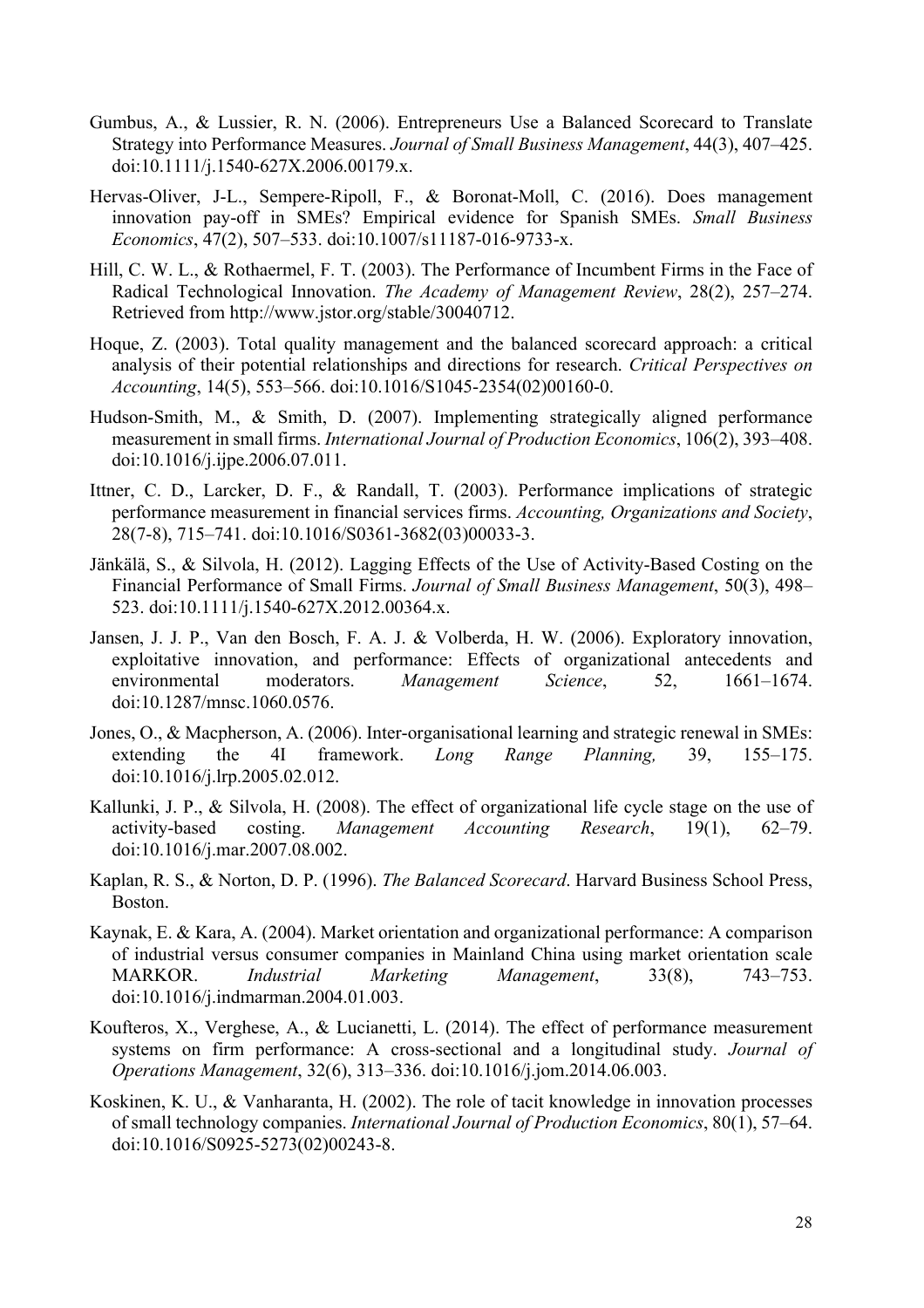Gumbus, A., & Lussier, R. N. (2006). Entrepreneurs Use a Balanced Scorecard to Translate Strategy into Performance Measures. *Journal of Small Business Management*, 44(3), 407–425. doi:10.1111/j.1540-627X.2006.00179.x.

Hervas-Oliver, J-L., Sempere-Ripoll, F., & Boronat-Moll, C. (2016). Does management innovation pay-off in SMEs? Empirical evidence for Spanish SMEs. *Small Business Economics*, 47(2), 507–533. doi:10.1007/s11187-016-9733-x.

Hill, C. W. L., & Rothaermel, F. T. (2003). The Performance of Incumbent Firms in the Face of Radical Technological Innovation. *The Academy of Management Review*, 28(2), 257–274. Retrieved from http://www.jstor.org/stable/30040712.

Hoque, Z. (2003). Total quality management and the balanced scorecard approach: a critical analysis of their potential relationships and directions for research. *Critical Perspectives on Accounting*, 14(5), 553–566. doi:10.1016/S1045-2354(02)00160-0.

Hudson-Smith, M., & Smith, D. (2007). Implementing strategically aligned performance measurement in small firms. *International Journal of Production Economics*, 106(2), 393–408. doi:10.1016/j.ijpe.2006.07.011.

Ittner, C. D., Larcker, D. F., & Randall, T. (2003). Performance implications of strategic performance measurement in financial services firms. *Accounting, Organizations and Society*, 28(7-8), 715–741. doi:10.1016/S0361-3682(03)00033-3.

Jänkälä, S., & Silvola, H. (2012). Lagging Effects of the Use of Activity-Based Costing on the Financial Performance of Small Firms. *Journal of Small Business Management*, 50(3), 498–523. doi:10.1111/j.1540-627X.2012.00364.x.

Jansen, J. J. P., Van den Bosch, F. A. J. & Volberda, H. W. (2006). Exploratory innovation, exploitative innovation, and performance: Effects of organizational antecedents and environmental moderators. *Management Science*, 52, 1661–1674. doi:10.1287/mnsc.1060.0576.

Jones, O., & Macpherson, A. (2006). Inter-organisational learning and strategic renewal in SMEs: extending the 4I framework. *Long Range Planning,* 39, 155–175. doi:10.1016/j.lrp.2005.02.012.

Kallunki, J. P., & Silvola, H. (2008). The effect of organizational life cycle stage on the use of activity-based costing. *Management Accounting Research*, 19(1), 62–79. doi:10.1016/j.mar.2007.08.002.

Kaplan, R. S., & Norton, D. P. (1996). *The Balanced Scorecard*. Harvard Business School Press, Boston.

Kaynak, E. & Kara, A. (2004). Market orientation and organizational performance: A comparison of industrial versus consumer companies in Mainland China using market orientation scale MARKOR. *Industrial Marketing Management*, 33(8), 743–753. doi:10.1016/j.indmarman.2004.01.003.

Koufteros, X., Verghese, A., & Lucianetti, L. (2014). The effect of performance measurement systems on firm performance: A cross-sectional and a longitudinal study. *Journal of Operations Management*, 32(6), 313–336. doi:10.1016/j.jom.2014.06.003.

Koskinen, K. U., & Vanharanta, H. (2002). The role of tacit knowledge in innovation processes of small technology companies. *International Journal of Production Economics*, 80(1), 57–64. doi:10.1016/S0925-5273(02)00243-8.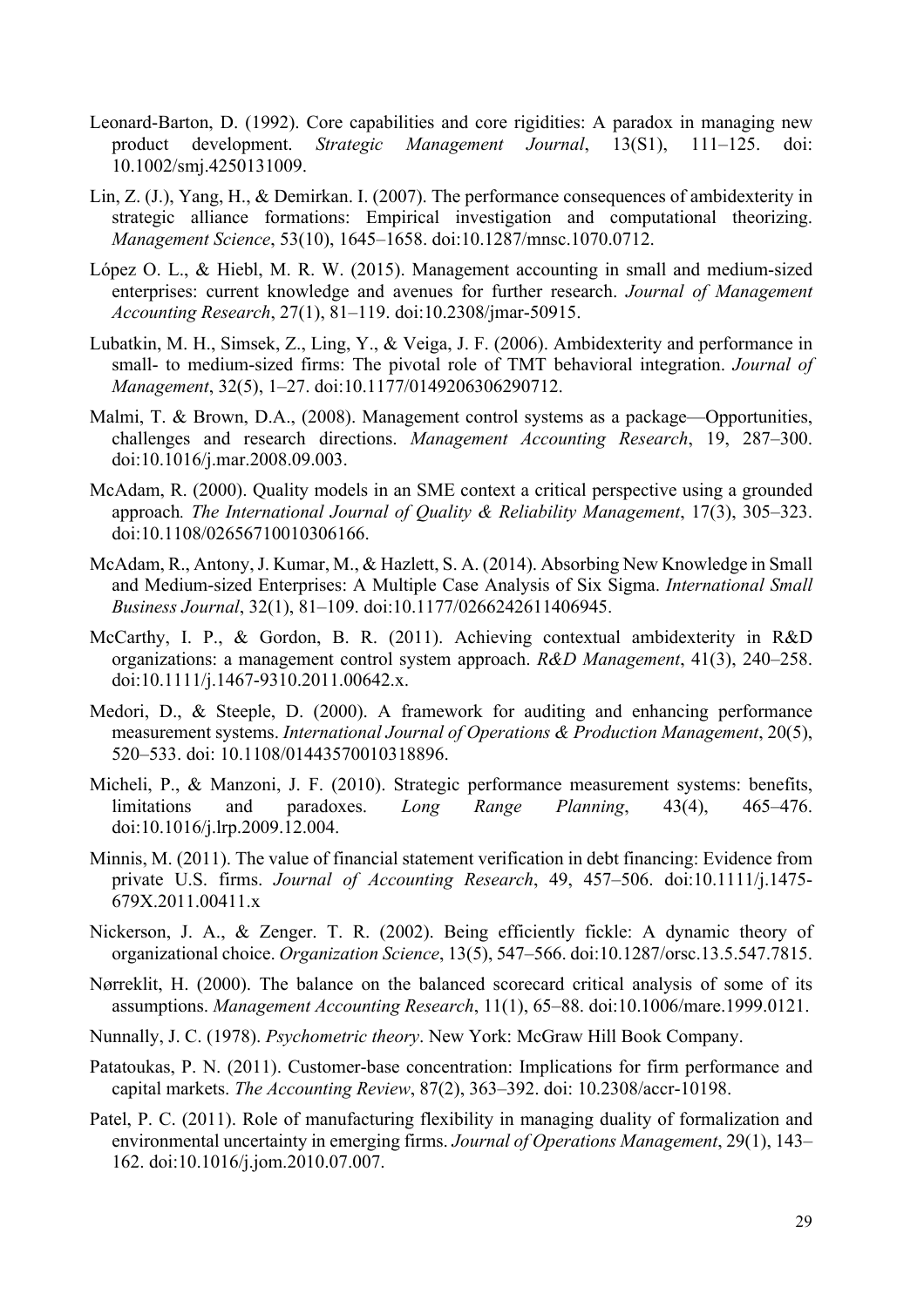Leonard-Barton, D. (1992). Core capabilities and core rigidities: A paradox in managing new product development. *Strategic Management Journal*, 13(S1), 111–125. doi: 10.1002/smj.4250131009.

Lin, Z. (J.), Yang, H., & Demirkan. I. (2007). The performance consequences of ambidexterity in strategic alliance formations: Empirical investigation and computational theorizing. *Management Science*, 53(10), 1645–1658. doi:10.1287/mnsc.1070.0712.

López O. L., & Hiebl, M. R. W. (2015). Management accounting in small and medium-sized enterprises: current knowledge and avenues for further research. *Journal of Management Accounting Research*, 27(1), 81–119. doi:10.2308/jmar-50915.

Lubatkin, M. H., Simsek, Z., Ling, Y., & Veiga, J. F. (2006). Ambidexterity and performance in small- to medium-sized firms: The pivotal role of TMT behavioral integration. *Journal of Management*, 32(5), 1–27. doi:10.1177/0149206306290712.

Malmi, T. & Brown, D.A., (2008). Management control systems as a package—Opportunities, challenges and research directions. *Management Accounting Research*, 19, 287–300. doi:10.1016/j.mar.2008.09.003.

McAdam, R. (2000). Quality models in an SME context a critical perspective using a grounded approach*. The International Journal of Quality & Reliability Management*, 17(3), 305–323. doi:10.1108/02656710010306166.

McAdam, R., Antony, J. Kumar, M., & Hazlett, S. A. (2014). Absorbing New Knowledge in Small and Medium-sized Enterprises: A Multiple Case Analysis of Six Sigma. *International Small Business Journal*, 32(1), 81–109. doi:10.1177/0266242611406945.

McCarthy, I. P., & Gordon, B. R. (2011). Achieving contextual ambidexterity in R&D organizations: a management control system approach. *R&D Management*, 41(3), 240–258. doi:10.1111/j.1467-9310.2011.00642.x.

Medori, D., & Steeple, D. (2000). A framework for auditing and enhancing performance measurement systems. *International Journal of Operations & Production Management*, 20(5), 520–533. doi: 10.1108/01443570010318896.

Micheli, P., & Manzoni, J. F. (2010). Strategic performance measurement systems: benefits, limitations and paradoxes. *Long Range Planning*, 43(4), 465–476. doi:10.1016/j.lrp.2009.12.004.

Minnis, M. (2011). The value of financial statement verification in debt financing: Evidence from private U.S. firms. *Journal of Accounting Research*, 49, 457–506. doi:10.1111/j.1475-679X.2011.00411.x

Nickerson, J. A., & Zenger. T. R. (2002). Being efficiently fickle: A dynamic theory of organizational choice. *Organization Science*, 13(5), 547–566. doi:10.1287/orsc.13.5.547.7815.

Nørreklit, H. (2000). The balance on the balanced scorecard critical analysis of some of its assumptions. *Management Accounting Research*, 11(1), 65–88. doi:10.1006/mare.1999.0121.

Nunnally, J. C. (1978). *Psychometric theory*. New York: McGraw Hill Book Company.

Patatoukas, P. N. (2011). Customer-base concentration: Implications for firm performance and capital markets. *The Accounting Review*, 87(2), 363–392. doi: 10.2308/accr-10198.

Patel, P. C. (2011). Role of manufacturing flexibility in managing duality of formalization and environmental uncertainty in emerging firms. *Journal of Operations Management*, 29(1), 143–162. doi:10.1016/j.jom.2010.07.007.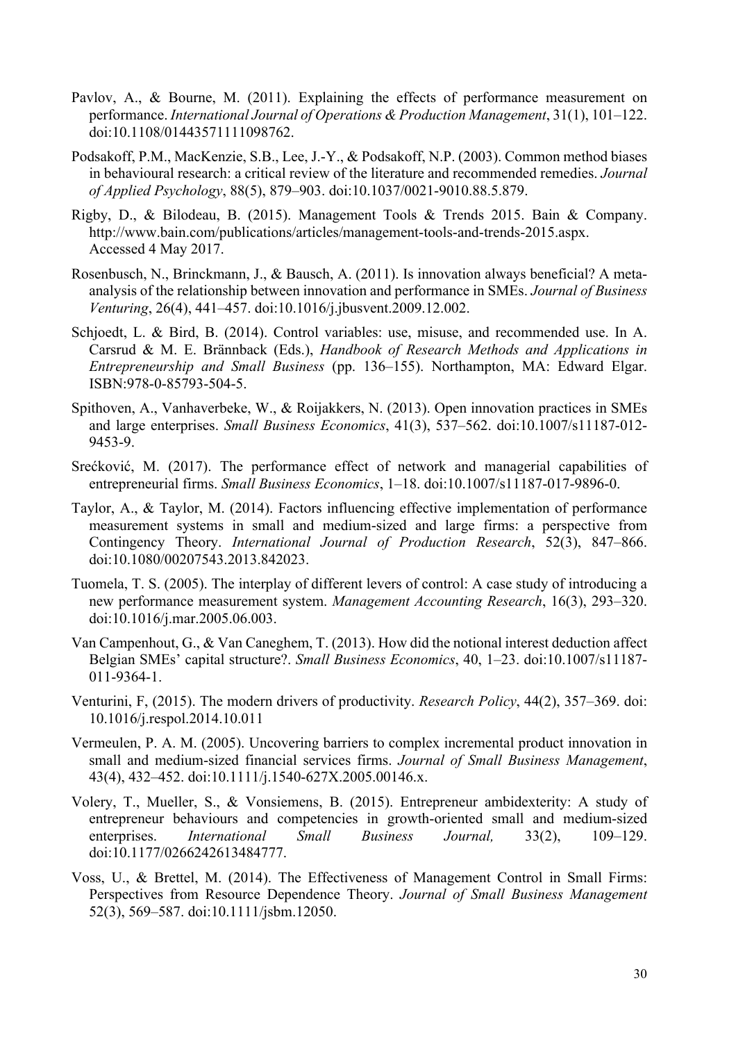Pavlov, A., & Bourne, M. (2011). Explaining the effects of performance measurement on performance. *International Journal of Operations & Production Management*, 31(1), 101–122. doi:10.1108/01443571111098762.

Podsakoff, P.M., MacKenzie, S.B., Lee, J.-Y., & Podsakoff, N.P. (2003). Common method biases in behavioural research: a critical review of the literature and recommended remedies. *Journal of Applied Psychology*, 88(5), 879–903. doi:10.1037/0021-9010.88.5.879.

Rigby, D., & Bilodeau, B. (2015). Management Tools & Trends 2015. Bain & Company. http://www.bain.com/publications/articles/management-tools-and-trends-2015.aspx. Accessed 4 May 2017.

Rosenbusch, N., Brinckmann, J., & Bausch, A. (2011). Is innovation always beneficial? A meta-analysis of the relationship between innovation and performance in SMEs. *Journal of Business Venturing*, 26(4), 441–457. doi:10.1016/j.jbusvent.2009.12.002.

Schjoedt, L. & Bird, B. (2014). Control variables: use, misuse, and recommended use. In A. Carsrud & M. E. Brännback (Eds.), *Handbook of Research Methods and Applications in Entrepreneurship and Small Business* (pp. 136–155). Northampton, MA: Edward Elgar. ISBN:978-0-85793-504-5.

Spithoven, A., Vanhaverbeke, W., & Roijakkers, N. (2013). Open innovation practices in SMEs and large enterprises. *Small Business Economics*, 41(3), 537–562. doi:10.1007/s11187-012-9453-9.

Srećković, M. (2017). The performance effect of network and managerial capabilities of entrepreneurial firms. *Small Business Economics*, 1–18. doi:10.1007/s11187-017-9896-0.

Taylor, A., & Taylor, M. (2014). Factors influencing effective implementation of performance measurement systems in small and medium-sized and large firms: a perspective from Contingency Theory. *International Journal of Production Research*, 52(3), 847–866. doi:10.1080/00207543.2013.842023.

Tuomela, T. S. (2005). The interplay of different levers of control: A case study of introducing a new performance measurement system. *Management Accounting Research*, 16(3), 293–320. doi:10.1016/j.mar.2005.06.003.

Van Campenhout, G., & Van Caneghem, T. (2013). How did the notional interest deduction affect Belgian SMEs' capital structure?. *Small Business Economics*, 40, 1–23. doi:10.1007/s11187-011-9364-1.

Venturini, F, (2015). The modern drivers of productivity. *Research Policy*, 44(2), 357–369. doi: 10.1016/j.respol.2014.10.011

Vermeulen, P. A. M. (2005). Uncovering barriers to complex incremental product innovation in small and medium-sized financial services firms. *Journal of Small Business Management*, 43(4), 432–452. doi:10.1111/j.1540-627X.2005.00146.x.

Volery, T., Mueller, S., & Vonsiemens, B. (2015). Entrepreneur ambidexterity: A study of entrepreneur behaviours and competencies in growth-oriented small and medium-sized enterprises. *International Small Business Journal,* 33(2), 109–129. doi:10.1177/0266242613484777.

Voss, U., & Brettel, M. (2014). The Effectiveness of Management Control in Small Firms: Perspectives from Resource Dependence Theory. *Journal of Small Business Management* 52(3), 569–587. doi:10.1111/jsbm.12050.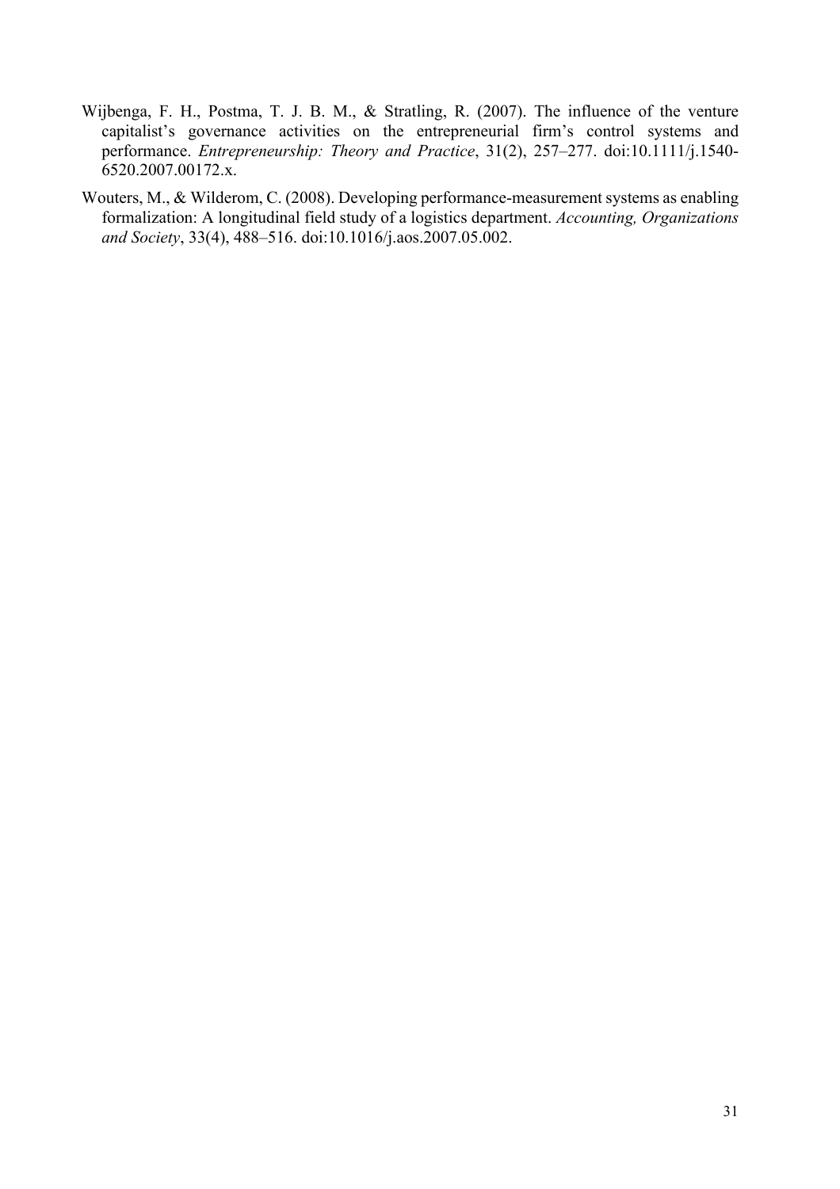Wijbenga, F. H., Postma, T. J. B. M., & Stratling, R. (2007). The influence of the venture capitalist's governance activities on the entrepreneurial firm's control systems and performance. *Entrepreneurship: Theory and Practice*, 31(2), 257–277. doi:10.1111/j.1540-6520.2007.00172.x.

Wouters, M., & Wilderom, C. (2008). Developing performance-measurement systems as enabling formalization: A longitudinal field study of a logistics department. *Accounting, Organizations and Society*, 33(4), 488–516. doi:10.1016/j.aos.2007.05.002.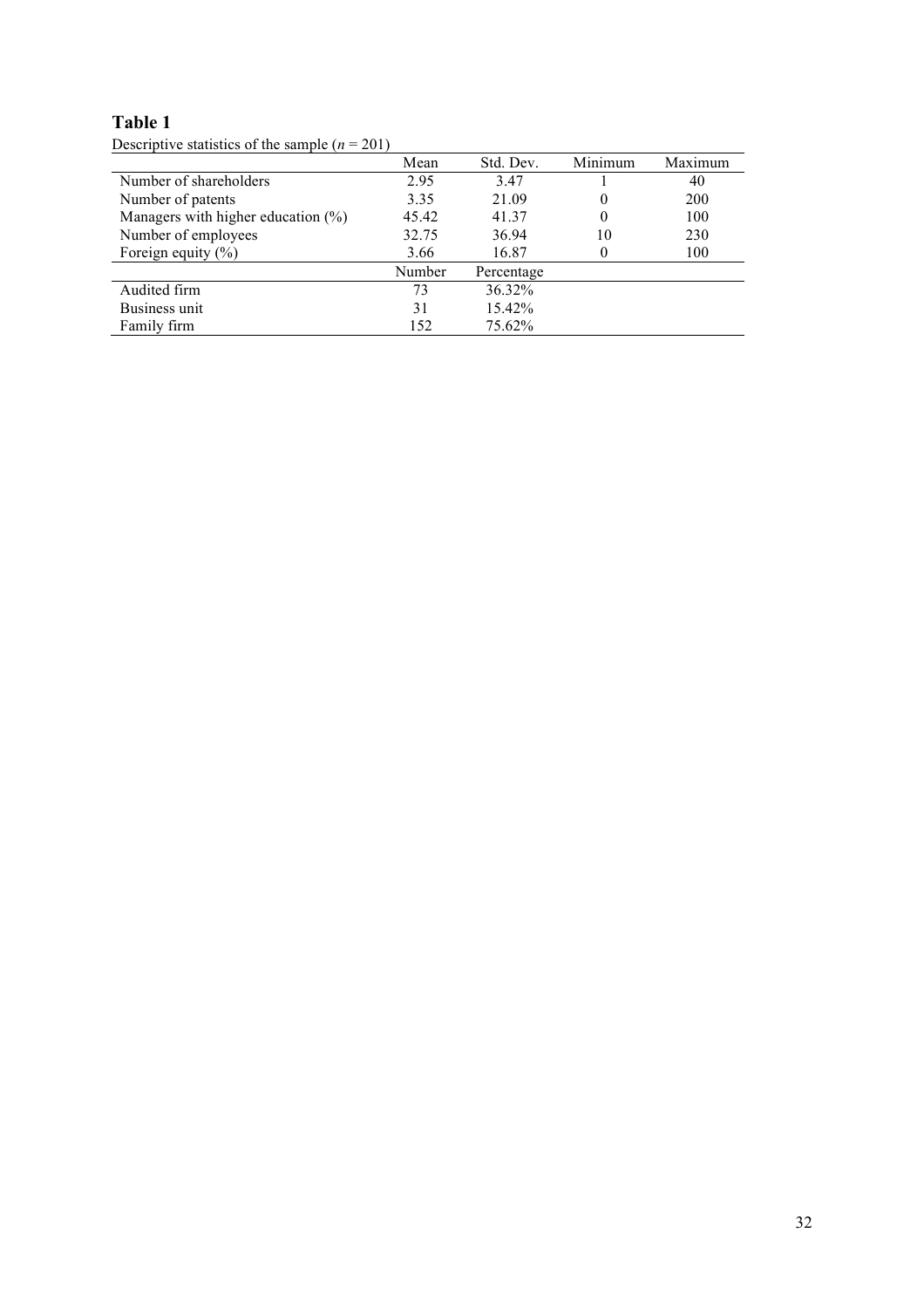**Table 1**

Descriptive statistics of the sample ($n = 201$)

| | Mean | Std. Dev. | Minimum | Maximum |
|---|---|---|---|---|
| Number of shareholders | 2.95 | 3.47 | 1 | 40 |
| Number of patents | 3.35 | 21.09 | 0 | 200 |
| Managers with higher education (%) | 45.42 | 41.37 | 0 | 100 |
| Number of employees | 32.75 | 36.94 | 10 | 230 |
| Foreign equity (%) | 3.66 | 16.87 | 0 | 100 |
| | Number | Percentage | | |
| Audited firm | 73 | 36.32% | | |
| Business unit | 31 | 15.42% | | |
| Family firm | 152 | 75.62% | | |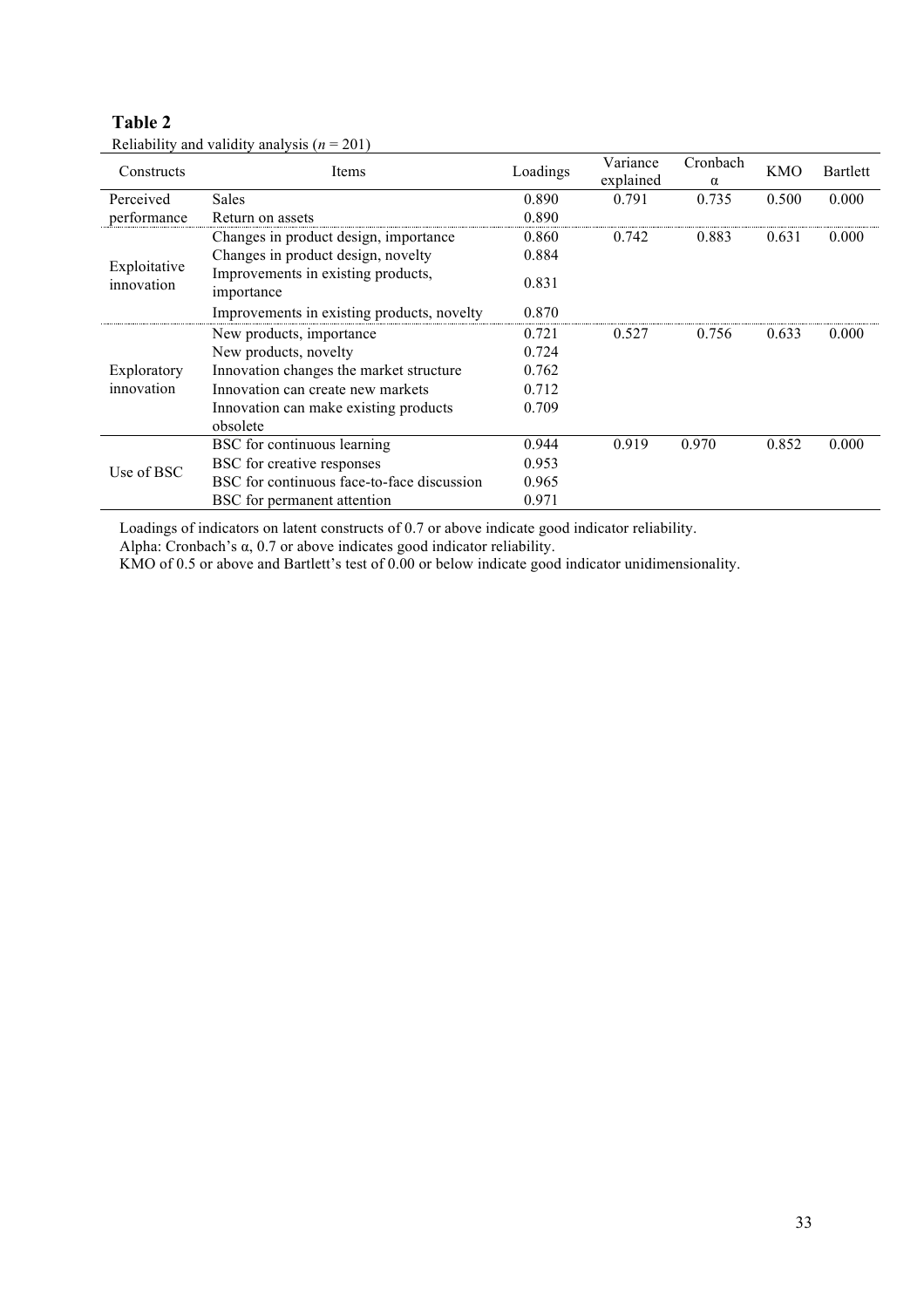**Table 2**

Reliability and validity analysis ($n$ = 201)

| Constructs | Items | Loadings | Variance explained | Cronbach α | KMO | Bartlett |
|---|---|---|---|---|---|---|
| Perceived performance | Sales | 0.890 | 0.791 | 0.735 | 0.500 | 0.000 |
| | Return on assets | 0.890 | | | | |
| Exploitative innovation | Changes in product design, importance | 0.860 | 0.742 | 0.883 | 0.631 | 0.000 |
| | Changes in product design, novelty | 0.884 | | | | |
| | Improvements in existing products, importance | 0.831 | | | | |
| | Improvements in existing products, novelty | 0.870 | | | | |
| Exploratory innovation | New products, importance | 0.721 | 0.527 | 0.756 | 0.633 | 0.000 |
| | New products, novelty | 0.724 | | | | |
| | Innovation changes the market structure | 0.762 | | | | |
| | Innovation can create new markets | 0.712 | | | | |
| | Innovation can make existing products obsolete | 0.709 | | | | |
| Use of BSC | BSC for continuous learning | 0.944 | 0.919 | 0.970 | 0.852 | 0.000 |
| | BSC for creative responses | 0.953 | | | | |
| | BSC for continuous face-to-face discussion | 0.965 | | | | |
| | BSC for permanent attention | 0.971 | | | | |

Loadings of indicators on latent constructs of 0.7 or above indicate good indicator reliability.

Alpha: Cronbach's α, 0.7 or above indicates good indicator reliability.

KMO of 0.5 or above and Bartlett's test of 0.00 or below indicate good indicator unidimensionality.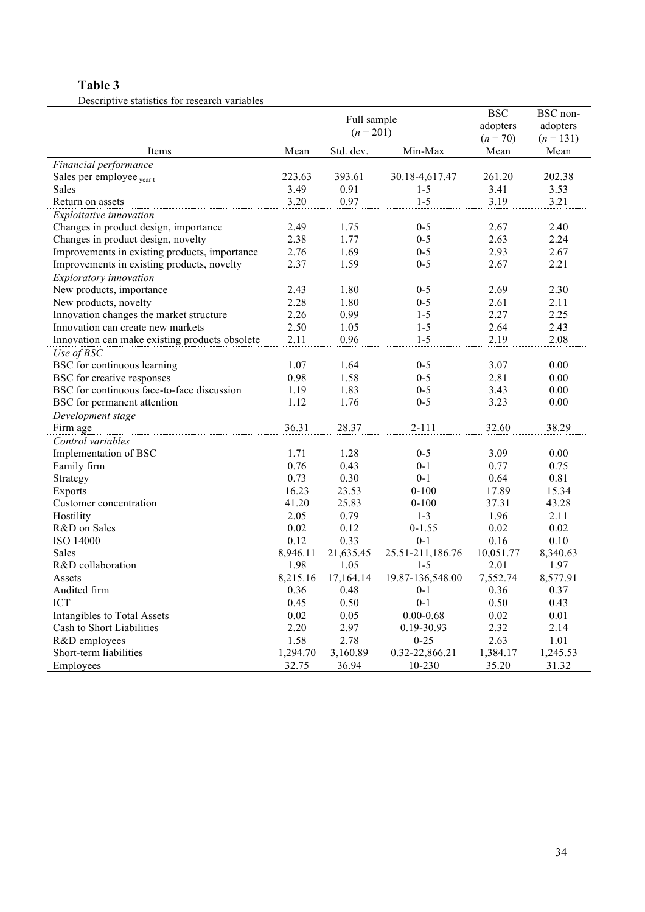**Table 3**

Descriptive statistics for research variables

| | Full sample ($n$ = 201) | | | BSC adopters ($n$ = 70) | BSC non-adopters ($n$ = 131) |
|---|---|---|---|---|---|
| Items | Mean | Std. dev. | Min-Max | Mean | Mean |
| *Financial performance* | | | | | |
| Sales per employee $_{\text{year t}}$ | 223.63 | 393.61 | 30.18-4,617.47 | 261.20 | 202.38 |
| Sales | 3.49 | 0.91 | 1-5 | 3.41 | 3.53 |
| Return on assets | 3.20 | 0.97 | 1-5 | 3.19 | 3.21 |
| *Exploitative innovation* | | | | | |
| Changes in product design, importance | 2.49 | 1.75 | 0-5 | 2.67 | 2.40 |
| Changes in product design, novelty | 2.38 | 1.77 | 0-5 | 2.63 | 2.24 |
| Improvements in existing products, importance | 2.76 | 1.69 | 0-5 | 2.93 | 2.67 |
| Improvements in existing products, novelty | 2.37 | 1.59 | 0-5 | 2.67 | 2.21 |
| *Exploratory innovation* | | | | | |
| New products, importance | 2.43 | 1.80 | 0-5 | 2.69 | 2.30 |
| New products, novelty | 2.28 | 1.80 | 0-5 | 2.61 | 2.11 |
| Innovation changes the market structure | 2.26 | 0.99 | 1-5 | 2.27 | 2.25 |
| Innovation can create new markets | 2.50 | 1.05 | 1-5 | 2.64 | 2.43 |
| Innovation can make existing products obsolete | 2.11 | 0.96 | 1-5 | 2.19 | 2.08 |
| *Use of BSC* | | | | | |
| BSC for continuous learning | 1.07 | 1.64 | 0-5 | 3.07 | 0.00 |
| BSC for creative responses | 0.98 | 1.58 | 0-5 | 2.81 | 0.00 |
| BSC for continuous face-to-face discussion | 1.19 | 1.83 | 0-5 | 3.43 | 0.00 |
| BSC for permanent attention | 1.12 | 1.76 | 0-5 | 3.23 | 0.00 |
| *Development stage* | | | | | |
| Firm age | 36.31 | 28.37 | 2-111 | 32.60 | 38.29 |
| *Control variables* | | | | | |
| Implementation of BSC | 1.71 | 1.28 | 0-5 | 3.09 | 0.00 |
| Family firm | 0.76 | 0.43 | 0-1 | 0.77 | 0.75 |
| Strategy | 0.73 | 0.30 | 0-1 | 0.64 | 0.81 |
| Exports | 16.23 | 23.53 | 0-100 | 17.89 | 15.34 |
| Customer concentration | 41.20 | 25.83 | 0-100 | 37.31 | 43.28 |
| Hostility | 2.05 | 0.79 | 1-3 | 1.96 | 2.11 |
| R&D on Sales | 0.02 | 0.12 | 0-1.55 | 0.02 | 0.02 |
| ISO 14000 | 0.12 | 0.33 | 0-1 | 0.16 | 0.10 |
| Sales | 8,946.11 | 21,635.45 | 25.51-211,186.76 | 10,051.77 | 8,340.63 |
| R&D collaboration | 1.98 | 1.05 | 1-5 | 2.01 | 1.97 |
| Assets | 8,215.16 | 17,164.14 | 19.87-136,548.00 | 7,552.74 | 8,577.91 |
| Audited firm | 0.36 | 0.48 | 0-1 | 0.36 | 0.37 |
| ICT | 0.45 | 0.50 | 0-1 | 0.50 | 0.43 |
| Intangibles to Total Assets | 0.02 | 0.05 | 0.00-0.68 | 0.02 | 0.01 |
| Cash to Short Liabilities | 2.20 | 2.97 | 0.19-30.93 | 2.32 | 2.14 |
| R&D employees | 1.58 | 2.78 | 0-25 | 2.63 | 1.01 |
| Short-term liabilities | 1,294.70 | 3,160.89 | 0.32-22,866.21 | 1,384.17 | 1,245.53 |
| Employees | 32.75 | 36.94 | 10-230 | 35.20 | 31.32 |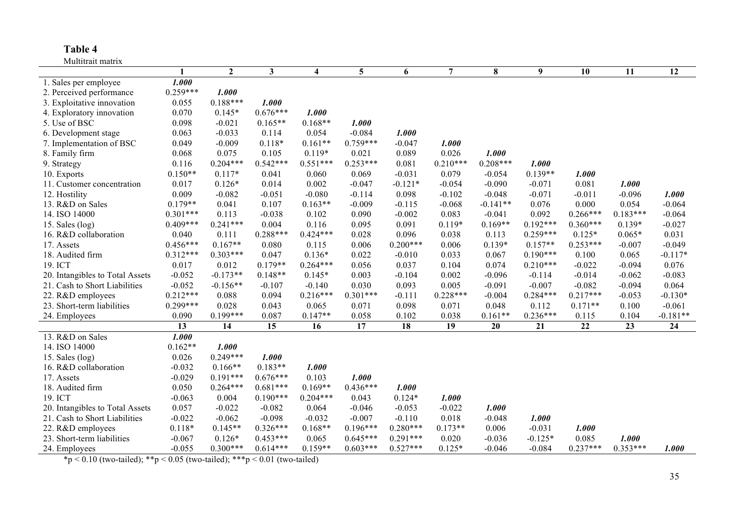**Table 4**

Multitrait matrix

| | 1 | 2 | 3 | 4 | 5 | 6 | 7 | 8 | 9 | 10 | 11 | 12 |
|---|---|---|---|---|---|---|---|---|---|---|---|---|
| 1. Sales per employee | ***1.000*** | | | | | | | | | | | |
| 2. Perceived performance | 0.259*** | ***1.000*** | | | | | | | | | | |
| 3. Exploitative innovation | 0.055 | 0.188*** | ***1.000*** | | | | | | | | | |
| 4. Exploratory innovation | 0.070 | 0.145* | 0.676*** | ***1.000*** | | | | | | | | |
| 5. Use of BSC | 0.098 | -0.021 | 0.165** | 0.168** | ***1.000*** | | | | | | | |
| 6. Development stage | 0.063 | -0.033 | 0.114 | 0.054 | -0.084 | ***1.000*** | | | | | | |
| 7. Implementation of BSC | 0.049 | -0.009 | 0.118* | 0.161** | 0.759*** | -0.047 | ***1.000*** | | | | | |
| 8. Family firm | 0.068 | 0.075 | 0.105 | 0.119* | 0.021 | 0.089 | 0.026 | ***1.000*** | | | | |
| 9. Strategy | 0.116 | 0.204*** | 0.542*** | 0.551*** | 0.253*** | 0.081 | 0.210*** | 0.208*** | ***1.000*** | | | |
| 10. Exports | 0.150** | 0.117* | 0.041 | 0.060 | 0.069 | -0.031 | 0.079 | -0.054 | 0.139** | ***1.000*** | | |
| 11. Customer concentration | 0.017 | 0.126* | 0.014 | 0.002 | -0.047 | -0.121* | -0.054 | -0.090 | -0.071 | 0.081 | ***1.000*** | |
| 12. Hostility | 0.009 | -0.082 | -0.051 | -0.080 | -0.114 | 0.098 | -0.102 | -0.048 | -0.071 | -0.011 | -0.096 | ***1.000*** |
| 13. R&D on Sales | 0.179** | 0.041 | 0.107 | 0.163** | -0.009 | -0.115 | -0.068 | -0.141** | 0.076 | 0.000 | 0.054 | -0.064 |
| 14. ISO 14000 | 0.301*** | 0.113 | -0.038 | 0.102 | 0.090 | -0.002 | 0.083 | -0.041 | 0.092 | 0.266*** | 0.183*** | -0.064 |
| 15. Sales (log) | 0.409*** | 0.241*** | 0.004 | 0.116 | 0.095 | 0.091 | 0.119* | 0.169** | 0.192*** | 0.360*** | 0.139* | -0.027 |
| 16. R&D collaboration | 0.040 | 0.111 | 0.288*** | 0.424*** | 0.028 | 0.096 | 0.038 | 0.113 | 0.259*** | 0.125* | 0.065* | 0.031 |
| 17. Assets | 0.456*** | 0.167** | 0.080 | 0.115 | 0.006 | 0.200*** | 0.006 | 0.139* | 0.157** | 0.253*** | -0.007 | -0.049 |
| 18. Audited firm | 0.312*** | 0.303*** | 0.047 | 0.136* | 0.022 | -0.010 | 0.033 | 0.067 | 0.190*** | 0.100 | 0.065 | -0.117* |
| 19. ICT | 0.017 | 0.012 | 0.179** | 0.264*** | 0.056 | 0.037 | 0.104 | 0.074 | 0.210*** | -0.022 | -0.094 | 0.076 |
| 20. Intangibles to Total Assets | -0.052 | -0.173** | 0.148** | 0.145* | 0.003 | -0.104 | 0.002 | -0.096 | -0.114 | -0.014 | -0.062 | -0.083 |
| 21. Cash to Short Liabilities | -0.052 | -0.156** | -0.107 | -0.140 | 0.030 | 0.093 | 0.005 | -0.091 | -0.007 | -0.082 | -0.094 | 0.064 |
| 22. R&D employees | 0.212*** | 0.088 | 0.094 | 0.216*** | 0.301*** | -0.111 | 0.228*** | -0.004 | 0.284*** | 0.217*** | -0.053 | -0.130* |
| 23. Short-term liabilities | 0.299*** | 0.028 | 0.043 | 0.065 | 0.071 | 0.098 | 0.071 | 0.048 | 0.112 | 0.171** | 0.100 | -0.061 |
| 24. Employees | 0.090 | 0.199*** | 0.087 | 0.147** | 0.058 | 0.102 | 0.038 | 0.161** | 0.236*** | 0.115 | 0.104 | -0.181** |
| | **13** | **14** | **15** | **16** | **17** | **18** | **19** | **20** | **21** | **22** | **23** | **24** |
| 13. R&D on Sales | ***1.000*** | | | | | | | | | | | |
| 14. ISO 14000 | 0.162** | ***1.000*** | | | | | | | | | | |
| 15. Sales (log) | 0.026 | 0.249*** | ***1.000*** | | | | | | | | | |
| 16. R&D collaboration | -0.032 | 0.166** | 0.183** | ***1.000*** | | | | | | | | |
| 17. Assets | -0.029 | 0.191*** | 0.676*** | 0.103 | ***1.000*** | | | | | | | |
| 18. Audited firm | 0.050 | 0.264*** | 0.681*** | 0.169** | 0.436*** | ***1.000*** | | | | | | |
| 19. ICT | -0.063 | 0.004 | 0.190*** | 0.204*** | 0.043 | 0.124* | ***1.000*** | | | | | |
| 20. Intangibles to Total Assets | 0.057 | -0.022 | -0.082 | 0.064 | -0.046 | -0.053 | -0.022 | ***1.000*** | | | | |
| 21. Cash to Short Liabilities | -0.022 | -0.062 | -0.098 | -0.032 | -0.007 | -0.110 | 0.018 | -0.048 | ***1.000*** | | | |
| 22. R&D employees | 0.118* | 0.145** | 0.326*** | 0.168** | 0.196*** | 0.280*** | 0.173** | 0.006 | -0.031 | ***1.000*** | | |
| 23. Short-term liabilities | -0.067 | 0.126* | 0.453*** | 0.065 | 0.645*** | 0.291*** | 0.020 | -0.036 | -0.125* | 0.085 | ***1.000*** | |
| 24. Employees | -0.055 | 0.300*** | 0.614*** | 0.159** | 0.603*** | 0.527*** | 0.125* | -0.046 | -0.084 | 0.237*** | 0.353*** | ***1.000*** |

*p < 0.10 (two-tailed); **p < 0.05 (two-tailed); ***p < 0.01 (two-tailed)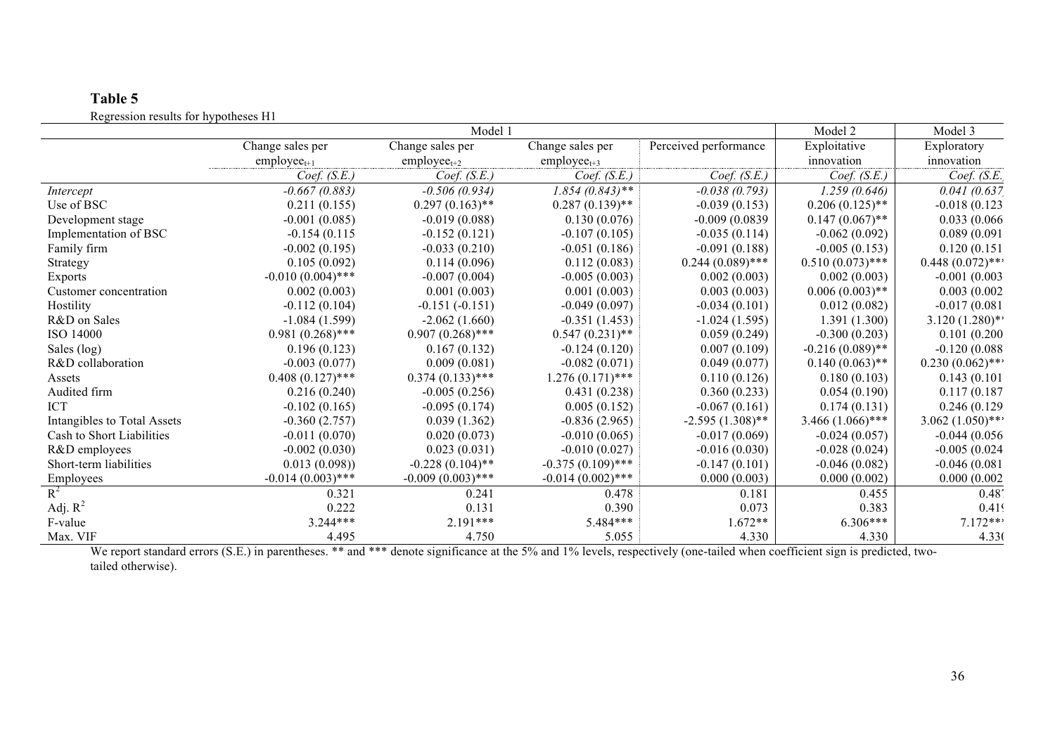**Table 5**

Regression results for hypotheses H1

| | Model 1 | | | | Model 2 | Model 3 |
|---|---|---|---|---|---|---|
| | Change sales per $employee_{t+1}$ | Change sales per $employee_{t+2}$ | Change sales per $employee_{t+3}$ | Perceived performance | Exploitative innovation | Exploratory innovation |
| | *Coef. (S.E.)* | *Coef. (S.E.)* | *Coef. (S.E.)* | *Coef. (S.E.)* | *Coef. (S.E.)* | *Coef. (S.E.* |
| *Intercept* | *-0.667 (0.883)* | *-0.506 (0.934)* | *1.854 (0.843)\*\** | *-0.038 (0.793)* | *1.259 (0.646)* | *0.041 (0.637* |
| Use of BSC | 0.211 (0.155) | 0.297 (0.163)** | 0.287 (0.139)** | -0.039 (0.153) | 0.206 (0.125)** | -0.018 (0.123 |
| Development stage | -0.001 (0.085) | -0.019 (0.088) | 0.130 (0.076) | -0.009 (0.0839 | 0.147 (0.067)** | 0.033 (0.066 |
| Implementation of BSC | -0.154 (0.115 | -0.152 (0.121) | -0.107 (0.105) | -0.035 (0.114) | -0.062 (0.092) | 0.089 (0.091 |
| Family firm | -0.002 (0.195) | -0.033 (0.210) | -0.051 (0.186) | -0.091 (0.188) | -0.005 (0.153) | 0.120 (0.151 |
| Strategy | 0.105 (0.092) | 0.114 (0.096) | 0.112 (0.083) | 0.244 (0.089)*** | 0.510 (0.073)*** | 0.448 (0.072)** |
| Exports | -0.010 (0.004)*** | -0.007 (0.004) | -0.005 (0.003) | 0.002 (0.003) | 0.002 (0.003) | -0.001 (0.003 |
| Customer concentration | 0.002 (0.003) | 0.001 (0.003) | 0.001 (0.003) | 0.003 (0.003) | 0.006 (0.003)** | 0.003 (0.002 |
| Hostility | -0.112 (0.104) | -0.151 (-0.151) | -0.049 (0.097) | -0.034 (0.101) | 0.012 (0.082) | -0.017 (0.081 |
| R&D on Sales | -1.084 (1.599) | -2.062 (1.660) | -0.351 (1.453) | -1.024 (1.595) | 1.391 (1.300) | 3.120 (1.280)** |
| ISO 14000 | 0.981 (0.268)*** | 0.907 (0.268)*** | 0.547 (0.231)** | 0.059 (0.249) | -0.300 (0.203) | 0.101 (0.200 |
| Sales (log) | 0.196 (0.123) | 0.167 (0.132) | -0.124 (0.120) | 0.007 (0.109) | -0.216 (0.089)** | -0.120 (0.088 |
| R&D collaboration | -0.003 (0.077) | 0.009 (0.081) | -0.082 (0.071) | 0.049 (0.077) | 0.140 (0.063)** | 0.230 (0.062)** |
| Assets | 0.408 (0.127)*** | 0.374 (0.133)*** | 1.276 (0.171)*** | 0.110 (0.126) | 0.180 (0.103) | 0.143 (0.101 |
| Audited firm | 0.216 (0.240) | -0.005 (0.256) | 0.431 (0.238) | 0.360 (0.233) | 0.054 (0.190) | 0.117 (0.187 |
| ICT | -0.102 (0.165) | -0.095 (0.174) | 0.005 (0.152) | -0.067 (0.161) | 0.174 (0.131) | 0.246 (0.129 |
| Intangibles to Total Assets | -0.360 (2.757) | 0.039 (1.362) | -0.836 (2.965) | -2.595 (1.308)** | 3.466 (1.066)*** | 3.062 (1.050)** |
| Cash to Short Liabilities | -0.011 (0.070) | 0.020 (0.073) | -0.010 (0.065) | -0.017 (0.069) | -0.024 (0.057) | -0.044 (0.056 |
| R&D employees | -0.002 (0.030) | 0.023 (0.031) | -0.010 (0.027) | -0.016 (0.030) | -0.028 (0.024) | -0.005 (0.024 |
| Short-term liabilities | 0.013 (0.098)) | -0.228 (0.104)** | -0.375 (0.109)*** | -0.147 (0.101) | -0.046 (0.082) | -0.046 (0.081 |
| Employees | -0.014 (0.003)*** | -0.009 (0.003)*** | -0.014 (0.002)*** | 0.000 (0.003) | 0.000 (0.002) | 0.000 (0.002 |
| $R^2$ | 0.321 | 0.241 | 0.478 | 0.181 | 0.455 | 0.48 |
| Adj. $R^2$ | 0.222 | 0.131 | 0.390 | 0.073 | 0.383 | 0.41 |
| F-value | 3.244*** | 2.191*** | 5.484*** | 1.672** | 6.306*** | 7.172** |
| Max. VIF | 4.495 | 4.750 | 5.055 | 4.330 | 4.330 | 4.33 |

We report standard errors (S.E.) in parentheses. ** and *** denote significance at the 5% and 1% levels, respectively (one-tailed when coefficient sign is predicted, two-tailed otherwise).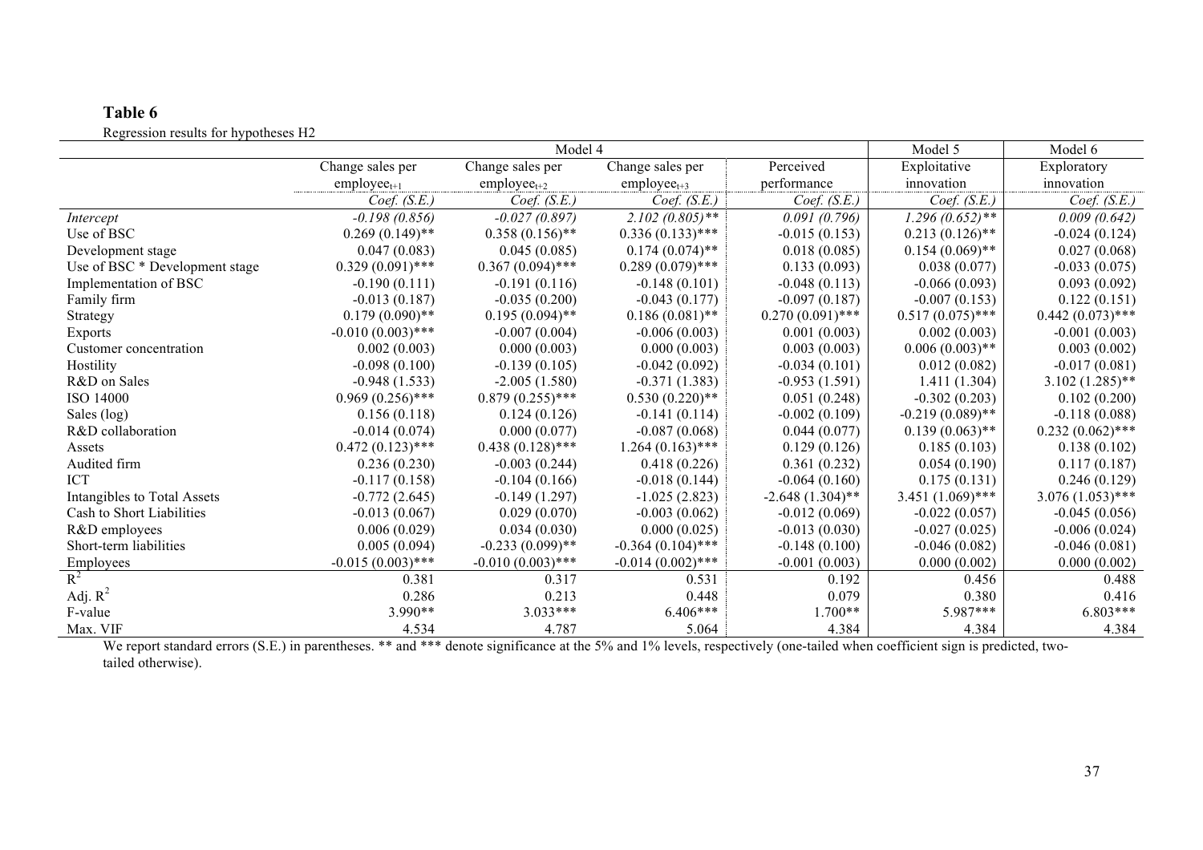**Table 6**

Regression results for hypotheses H2

| | Model 4 | | | | Model 5 | Model 6 |
|---|---|---|---|---|---|---|
| | Change sales per employee$_{t+1}$ | Change sales per employee$_{t+2}$ | Change sales per employee$_{t+3}$ | Perceived performance | Exploitative innovation | Exploratory innovation |
| | *Coef. (S.E.)* | *Coef. (S.E.)* | *Coef. (S.E.)* | *Coef. (S.E.)* | *Coef. (S.E.)* | *Coef. (S.E.)* |
| *Intercept* | *-0.198 (0.856)* | *-0.027 (0.897)* | *2.102 (0.805)\*\** | *0.091 (0.796)* | *1.296 (0.652)\*\** | *0.009 (0.642)* |
| Use of BSC | 0.269 (0.149)** | 0.358 (0.156)** | 0.336 (0.133)*** | -0.015 (0.153) | 0.213 (0.126)** | -0.024 (0.124) |
| Development stage | 0.047 (0.083) | 0.045 (0.085) | 0.174 (0.074)** | 0.018 (0.085) | 0.154 (0.069)** | 0.027 (0.068) |
| Use of BSC * Development stage | 0.329 (0.091)*** | 0.367 (0.094)*** | 0.289 (0.079)*** | 0.133 (0.093) | 0.038 (0.077) | -0.033 (0.075) |
| Implementation of BSC | -0.190 (0.111) | -0.191 (0.116) | -0.148 (0.101) | -0.048 (0.113) | -0.066 (0.093) | 0.093 (0.092) |
| Family firm | -0.013 (0.187) | -0.035 (0.200) | -0.043 (0.177) | -0.097 (0.187) | -0.007 (0.153) | 0.122 (0.151) |
| Strategy | 0.179 (0.090)** | 0.195 (0.094)** | 0.186 (0.081)** | 0.270 (0.091)*** | 0.517 (0.075)*** | 0.442 (0.073)*** |
| Exports | -0.010 (0.003)*** | -0.007 (0.004) | -0.006 (0.003) | 0.001 (0.003) | 0.002 (0.003) | -0.001 (0.003) |
| Customer concentration | 0.002 (0.003) | 0.000 (0.003) | 0.000 (0.003) | 0.003 (0.003) | 0.006 (0.003)** | 0.003 (0.002) |
| Hostility | -0.098 (0.100) | -0.139 (0.105) | -0.042 (0.092) | -0.034 (0.101) | 0.012 (0.082) | -0.017 (0.081) |
| R&D on Sales | -0.948 (1.533) | -2.005 (1.580) | -0.371 (1.383) | -0.953 (1.591) | 1.411 (1.304) | 3.102 (1.285)** |
| ISO 14000 | 0.969 (0.256)*** | 0.879 (0.255)*** | 0.530 (0.220)** | 0.051 (0.248) | -0.302 (0.203) | 0.102 (0.200) |
| Sales (log) | 0.156 (0.118) | 0.124 (0.126) | -0.141 (0.114) | -0.002 (0.109) | -0.219 (0.089)** | -0.118 (0.088) |
| R&D collaboration | -0.014 (0.074) | 0.000 (0.077) | -0.087 (0.068) | 0.044 (0.077) | 0.139 (0.063)** | 0.232 (0.062)*** |
| Assets | 0.472 (0.123)*** | 0.438 (0.128)*** | 1.264 (0.163)*** | 0.129 (0.126) | 0.185 (0.103) | 0.138 (0.102) |
| Audited firm | 0.236 (0.230) | -0.003 (0.244) | 0.418 (0.226) | 0.361 (0.232) | 0.054 (0.190) | 0.117 (0.187) |
| ICT | -0.117 (0.158) | -0.104 (0.166) | -0.018 (0.144) | -0.064 (0.160) | 0.175 (0.131) | 0.246 (0.129) |
| Intangibles to Total Assets | -0.772 (2.645) | -0.149 (1.297) | -1.025 (2.823) | -2.648 (1.304)** | 3.451 (1.069)*** | 3.076 (1.053)*** |
| Cash to Short Liabilities | -0.013 (0.067) | 0.029 (0.070) | -0.003 (0.062) | -0.012 (0.069) | -0.022 (0.057) | -0.045 (0.056) |
| R&D employees | 0.006 (0.029) | 0.034 (0.030) | 0.000 (0.025) | -0.013 (0.030) | -0.027 (0.025) | -0.006 (0.024) |
| Short-term liabilities | 0.005 (0.094) | -0.233 (0.099)** | -0.364 (0.104)*** | -0.148 (0.100) | -0.046 (0.082) | -0.046 (0.081) |
| Employees | -0.015 (0.003)*** | -0.010 (0.003)*** | -0.014 (0.002)*** | -0.001 (0.003) | 0.000 (0.002) | 0.000 (0.002) |
| $R^2$ | 0.381 | 0.317 | 0.531 | 0.192 | 0.456 | 0.488 |
| Adj. $R^2$ | 0.286 | 0.213 | 0.448 | 0.079 | 0.380 | 0.416 |
| F-value | 3.990** | 3.033*** | 6.406*** | 1.700** | 5.987*** | 6.803*** |
| Max. VIF | 4.534 | 4.787 | 5.064 | 4.384 | 4.384 | 4.384 |

We report standard errors (S.E.) in parentheses. ** and *** denote significance at the 5% and 1% levels, respectively (one-tailed when coefficient sign is predicted, two-tailed otherwise).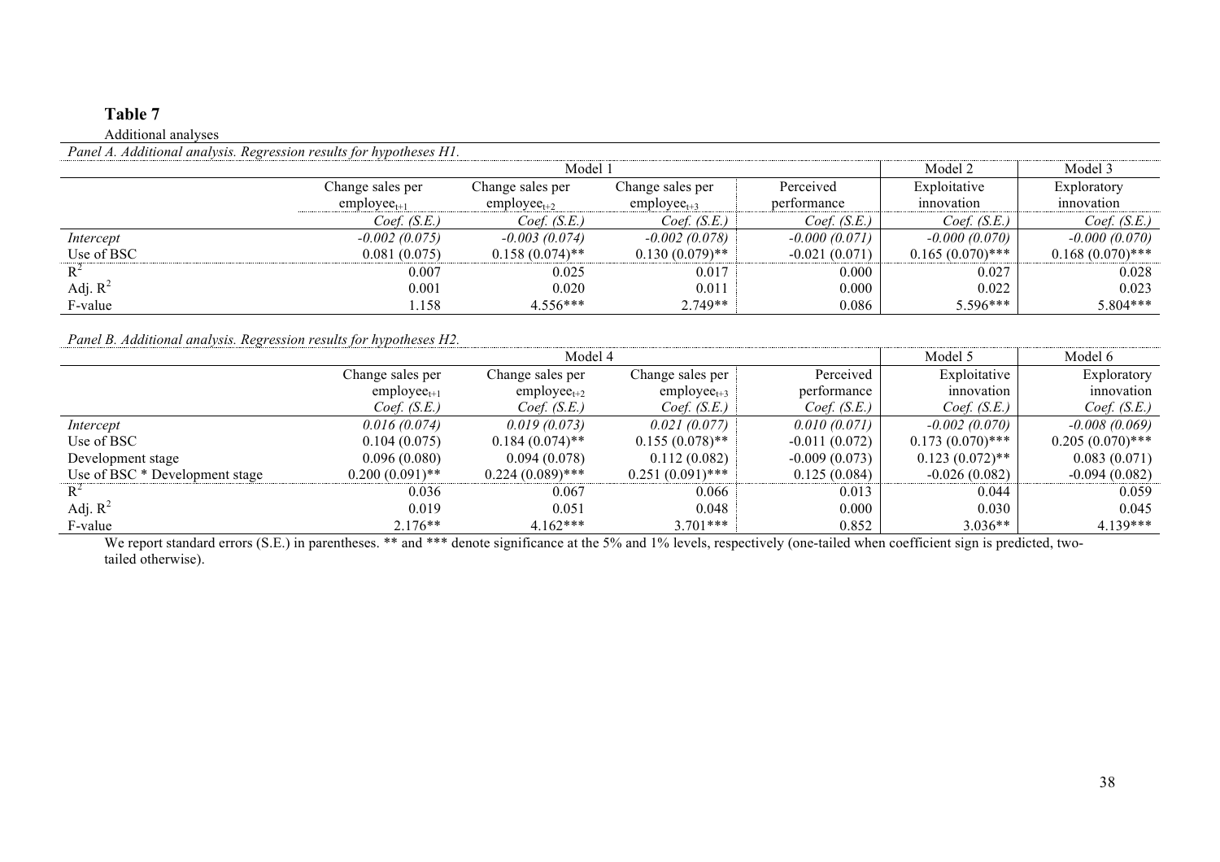## Table 7

Additional analyses

*Panel A. Additional analysis. Regression results for hypotheses H1.*

| | Model 1 | | | | Model 2 | Model 3 |
|---|---|---|---|---|---|---|
| | Change sales per $\text{employee}_{t+1}$ | Change sales per $\text{employee}_{t+2}$ | Change sales per $\text{employee}_{t+3}$ | Perceived performance | Exploitative innovation | Exploratory innovation |
| | *Coef. (S.E.)* | *Coef. (S.E.)* | *Coef. (S.E.)* | *Coef. (S.E.)* | *Coef. (S.E.)* | *Coef. (S.E.)* |
| *Intercept* | *-0.002 (0.075)* | *-0.003 (0.074)* | *-0.002 (0.078)* | *-0.000 (0.071)* | *-0.000 (0.070)* | *-0.000 (0.070)* |
| Use of BSC | 0.081 (0.075) | 0.158 (0.074)** | 0.130 (0.079)** | -0.021 (0.071) | 0.165 (0.070)*** | 0.168 (0.070)*** |
| $R^2$ | 0.007 | 0.025 | 0.017 | 0.000 | 0.027 | 0.028 |
| Adj. $R^2$ | 0.001 | 0.020 | 0.011 | 0.000 | 0.022 | 0.023 |
| F-value | 1.158 | 4.556*** | 2.749** | 0.086 | 5.596*** | 5.804*** |

*Panel B. Additional analysis. Regression results for hypotheses H2.*

| | Model 4 | | | | Model 5 | Model 6 |
|---|---|---|---|---|---|---|
| | Change sales per $\text{employee}_{t+1}$ | Change sales per $\text{employee}_{t+2}$ | Change sales per $\text{employee}_{t+3}$ | Perceived performance | Exploitative innovation | Exploratory innovation |
| | *Coef. (S.E.)* | *Coef. (S.E.)* | *Coef. (S.E.)* | *Coef. (S.E.)* | *Coef. (S.E.)* | *Coef. (S.E.)* |
| *Intercept* | *0.016 (0.074)* | *0.019 (0.073)* | *0.021 (0.077)* | *0.010 (0.071)* | *-0.002 (0.070)* | *-0.008 (0.069)* |
| Use of BSC | 0.104 (0.075) | 0.184 (0.074)** | 0.155 (0.078)** | -0.011 (0.072) | 0.173 (0.070)*** | 0.205 (0.070)*** |
| Development stage | 0.096 (0.080) | 0.094 (0.078) | 0.112 (0.082) | -0.009 (0.073) | 0.123 (0.072)** | 0.083 (0.071) |
| Use of BSC * Development stage | 0.200 (0.091)** | 0.224 (0.089)*** | 0.251 (0.091)*** | 0.125 (0.084) | -0.026 (0.082) | -0.094 (0.082) |
| $R^2$ | 0.036 | 0.067 | 0.066 | 0.013 | 0.044 | 0.059 |
| Adj. $R^2$ | 0.019 | 0.051 | 0.048 | 0.000 | 0.030 | 0.045 |
| F-value | 2.176** | 4.162*** | 3.701*** | 0.852 | 3.036** | 4.139*** |

We report standard errors (S.E.) in parentheses. ** and *** denote significance at the 5% and 1% levels, respectively (one-tailed when coefficient sign is predicted, two-tailed otherwise).